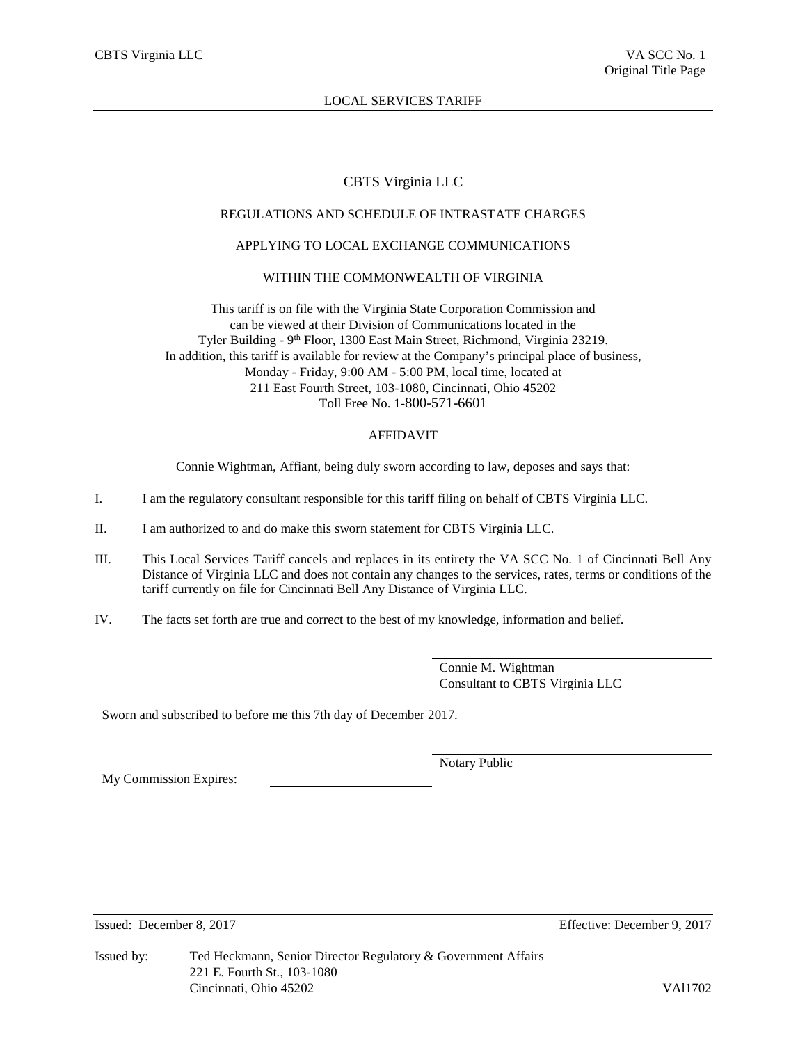CBTS Virginia LLC

VA SCC No. 1
Original Title Page

LOCAL SERVICES TARIFF

# CBTS Virginia LLC

## REGULATIONS AND SCHEDULE OF INTRASTATE CHARGES

## APPLYING TO LOCAL EXCHANGE COMMUNICATIONS

## WITHIN THE COMMONWEALTH OF VIRGINIA

This tariff is on file with the Virginia State Corporation Commission and can be viewed at their Division of Communications located in the Tyler Building - 9th Floor, 1300 East Main Street, Richmond, Virginia 23219. In addition, this tariff is available for review at the Company's principal place of business, Monday - Friday, 9:00 AM - 5:00 PM, local time, located at 211 East Fourth Street, 103-1080, Cincinnati, Ohio 45202
Toll Free No. 1-800-571-6601

## AFFIDAVIT

Connie Wightman, Affiant, being duly sworn according to law, deposes and says that:

I. I am the regulatory consultant responsible for this tariff filing on behalf of CBTS Virginia LLC.

II. I am authorized to and do make this sworn statement for CBTS Virginia LLC.

III. This Local Services Tariff cancels and replaces in its entirety the VA SCC No. 1 of Cincinnati Bell Any Distance of Virginia LLC and does not contain any changes to the services, rates, terms or conditions of the tariff currently on file for Cincinnati Bell Any Distance of Virginia LLC.

IV. The facts set forth are true and correct to the best of my knowledge, information and belief.

Connie M. Wightman
Consultant to CBTS Virginia LLC

Sworn and subscribed to before me this 7th day of December 2017.

Notary Public

My Commission Expires: ______________________

Issued: December 8, 2017

Effective: December 9, 2017

Issued by: Ted Heckmann, Senior Director Regulatory & Government Affairs
221 E. Fourth St., 103-1080
Cincinnati, Ohio 45202

VAl1702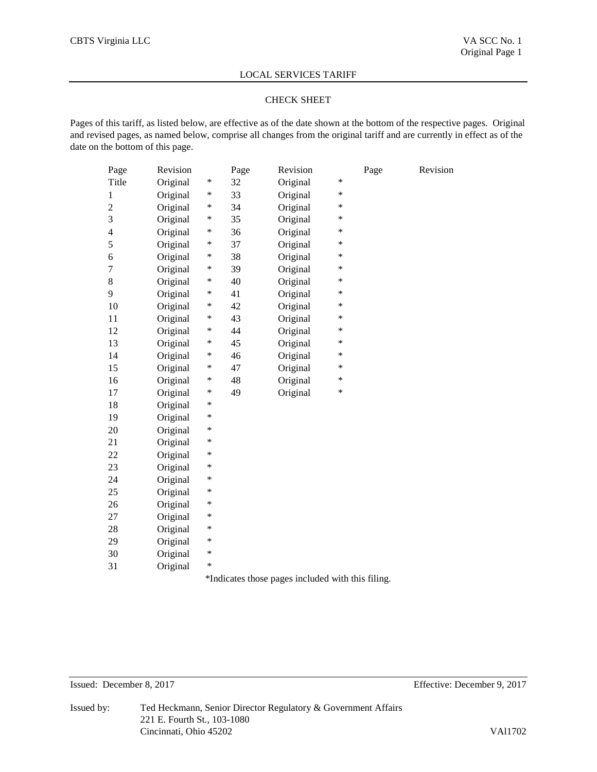LOCAL SERVICES TARIFF

## CHECK SHEET

Pages of this tariff, as listed below, are effective as of the date shown at the bottom of the respective pages. Original and revised pages, as named below, comprise all changes from the original tariff and are currently in effect as of the date on the bottom of this page.

| Page | Revision | | Page | Revision | | Page | Revision |
|---|---|---|---|---|---|---|---|
| Title | Original | * | 32 | Original | * | | |
| 1 | Original | * | 33 | Original | * | | |
| 2 | Original | * | 34 | Original | * | | |
| 3 | Original | * | 35 | Original | * | | |
| 4 | Original | * | 36 | Original | * | | |
| 5 | Original | * | 37 | Original | * | | |
| 6 | Original | * | 38 | Original | * | | |
| 7 | Original | * | 39 | Original | * | | |
| 8 | Original | * | 40 | Original | * | | |
| 9 | Original | * | 41 | Original | * | | |
| 10 | Original | * | 42 | Original | * | | |
| 11 | Original | * | 43 | Original | * | | |
| 12 | Original | * | 44 | Original | * | | |
| 13 | Original | * | 45 | Original | * | | |
| 14 | Original | * | 46 | Original | * | | |
| 15 | Original | * | 47 | Original | * | | |
| 16 | Original | * | 48 | Original | * | | |
| 17 | Original | * | 49 | Original | * | | |
| 18 | Original | * | | | | | |
| 19 | Original | * | | | | | |
| 20 | Original | * | | | | | |
| 21 | Original | * | | | | | |
| 22 | Original | * | | | | | |
| 23 | Original | * | | | | | |
| 24 | Original | * | | | | | |
| 25 | Original | * | | | | | |
| 26 | Original | * | | | | | |
| 27 | Original | * | | | | | |
| 28 | Original | * | | | | | |
| 29 | Original | * | | | | | |
| 30 | Original | * | | | | | |
| 31 | Original | * | | | | | |

*Indicates those pages included with this filing.

Issued: December 8, 2017 Effective: December 9, 2017

Issued by: Ted Heckmann, Senior Director Regulatory & Government Affairs
221 E. Fourth St., 103-1080
Cincinnati, Ohio 45202

VAl1702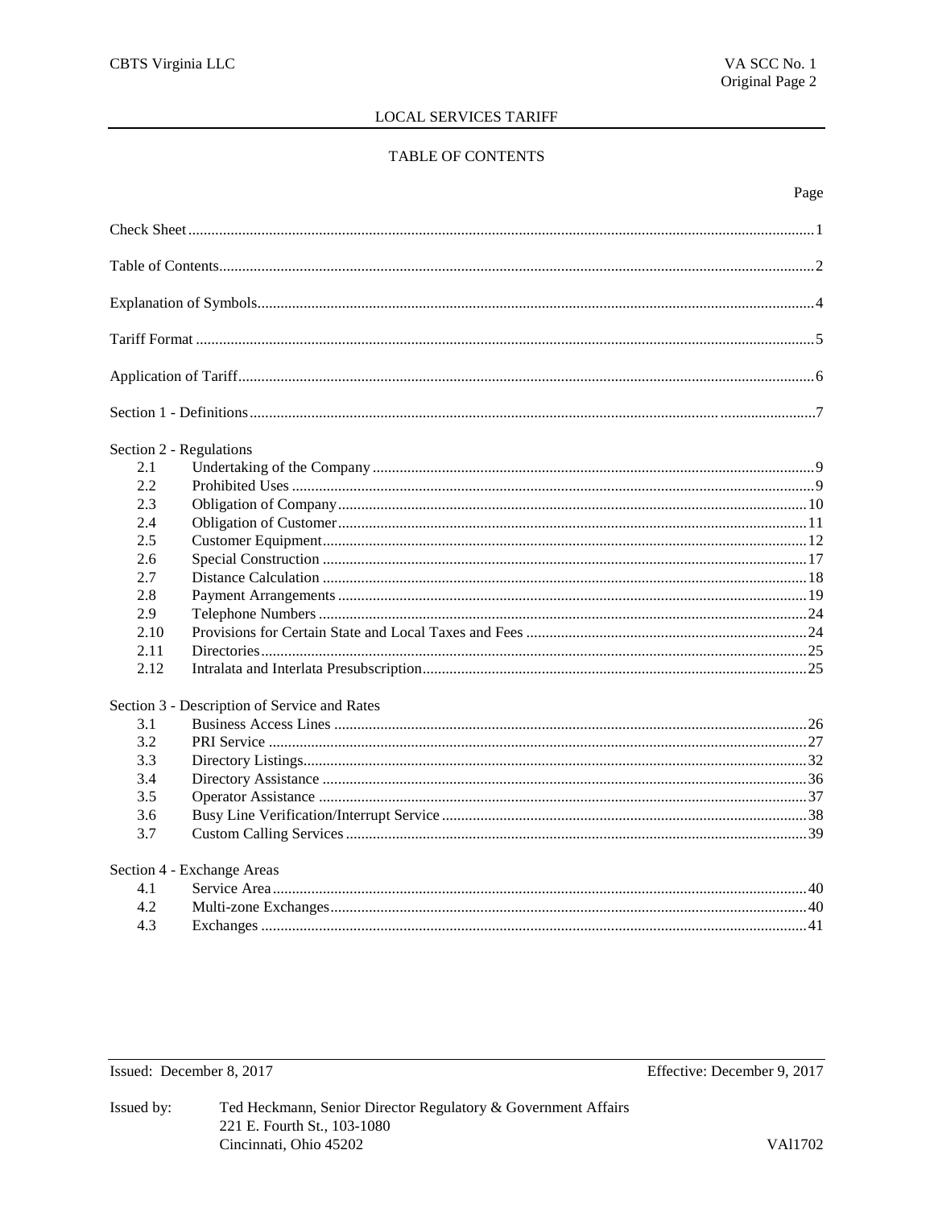# LOCAL SERVICES TARIFF

## TABLE OF CONTENTS

| | | Page |
|---|---|---|
| Check Sheet | | 1 |
| Table of Contents | | 2 |
| Explanation of Symbols | | 4 |
| Tariff Format | | 5 |
| Application of Tariff | | 6 |
| Section 1 - Definitions | | 7 |
| Section 2 - Regulations | | |
| 2.1 | Undertaking of the Company | 9 |
| 2.2 | Prohibited Uses | 9 |
| 2.3 | Obligation of Company | 10 |
| 2.4 | Obligation of Customer | 11 |
| 2.5 | Customer Equipment | 12 |
| 2.6 | Special Construction | 17 |
| 2.7 | Distance Calculation | 18 |
| 2.8 | Payment Arrangements | 19 |
| 2.9 | Telephone Numbers | 24 |
| 2.10 | Provisions for Certain State and Local Taxes and Fees | 24 |
| 2.11 | Directories | 25 |
| 2.12 | Intralata and Interlata Presubscription | 25 |
| Section 3 - Description of Service and Rates | | |
| 3.1 | Business Access Lines | 26 |
| 3.2 | PRI Service | 27 |
| 3.3 | Directory Listings | 32 |
| 3.4 | Directory Assistance | 36 |
| 3.5 | Operator Assistance | 37 |
| 3.6 | Busy Line Verification/Interrupt Service | 38 |
| 3.7 | Custom Calling Services | 39 |
| Section 4 - Exchange Areas | | |
| 4.1 | Service Area | 40 |
| 4.2 | Multi-zone Exchanges | 40 |
| 4.3 | Exchanges | 41 |

Issued: December 8, 2017

Effective: December 9, 2017

Issued by: Ted Heckmann, Senior Director Regulatory & Government Affairs
221 E. Fourth St., 103-1080
Cincinnati, Ohio 45202

VAl1702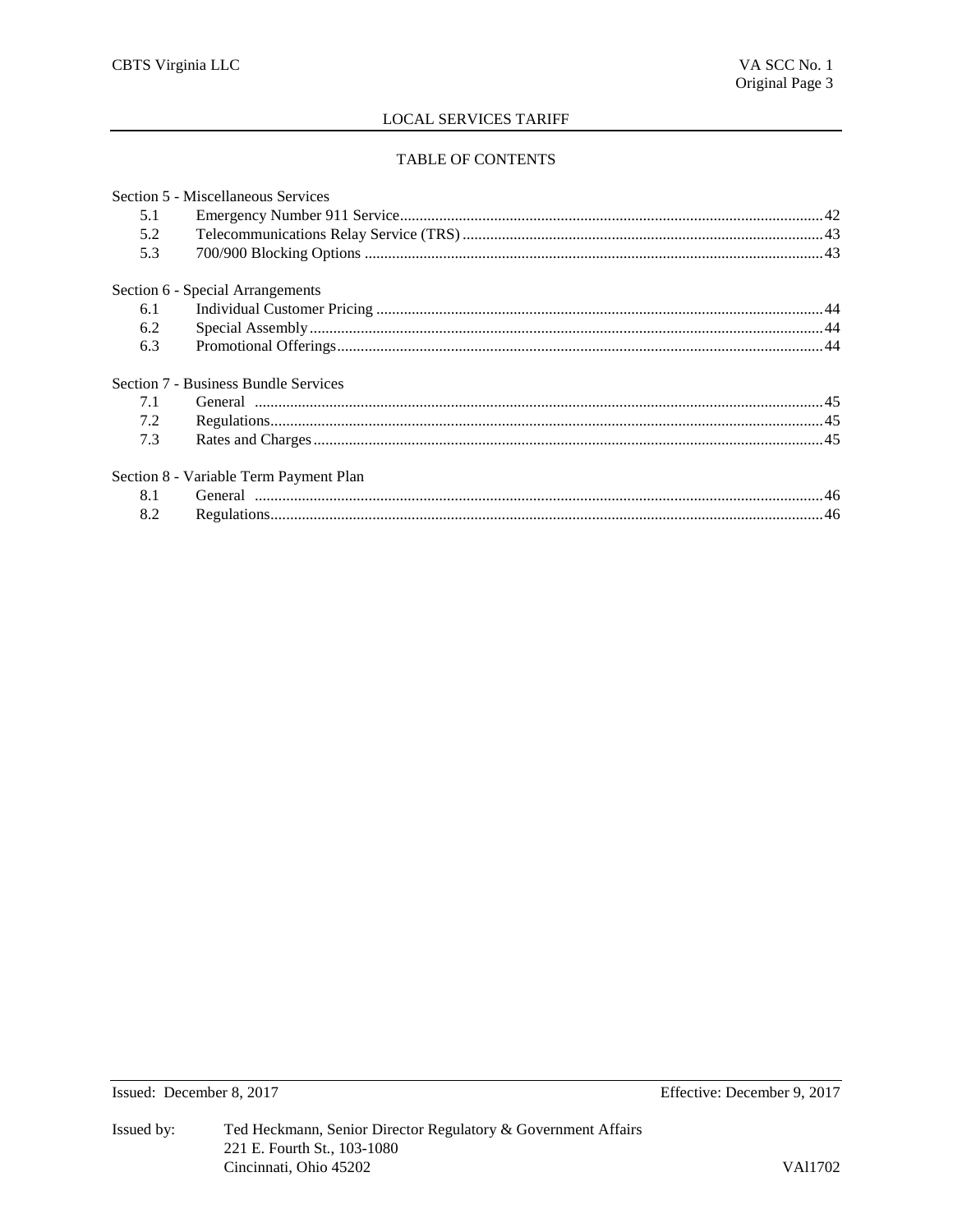## LOCAL SERVICES TARIFF

### TABLE OF CONTENTS

Section 5 - Miscellaneous Services

| | | |
|---|---|---|
| 5.1 | Emergency Number 911 Service | 42 |
| 5.2 | Telecommunications Relay Service (TRS) | 43 |
| 5.3 | 700/900 Blocking Options | 43 |

Section 6 - Special Arrangements

| | | |
|---|---|---|
| 6.1 | Individual Customer Pricing | 44 |
| 6.2 | Special Assembly | 44 |
| 6.3 | Promotional Offerings | 44 |

Section 7 - Business Bundle Services

| | | |
|---|---|---|
| 7.1 | General | 45 |
| 7.2 | Regulations | 45 |
| 7.3 | Rates and Charges | 45 |

Section 8 - Variable Term Payment Plan

| | | |
|---|---|---|
| 8.1 | General | 46 |
| 8.2 | Regulations | 46 |

Issued: December 8, 2017 Effective: December 9, 2017

Issued by: Ted Heckmann, Senior Director Regulatory & Government Affairs
221 E. Fourth St., 103-1080
Cincinnati, Ohio 45202

VAl1702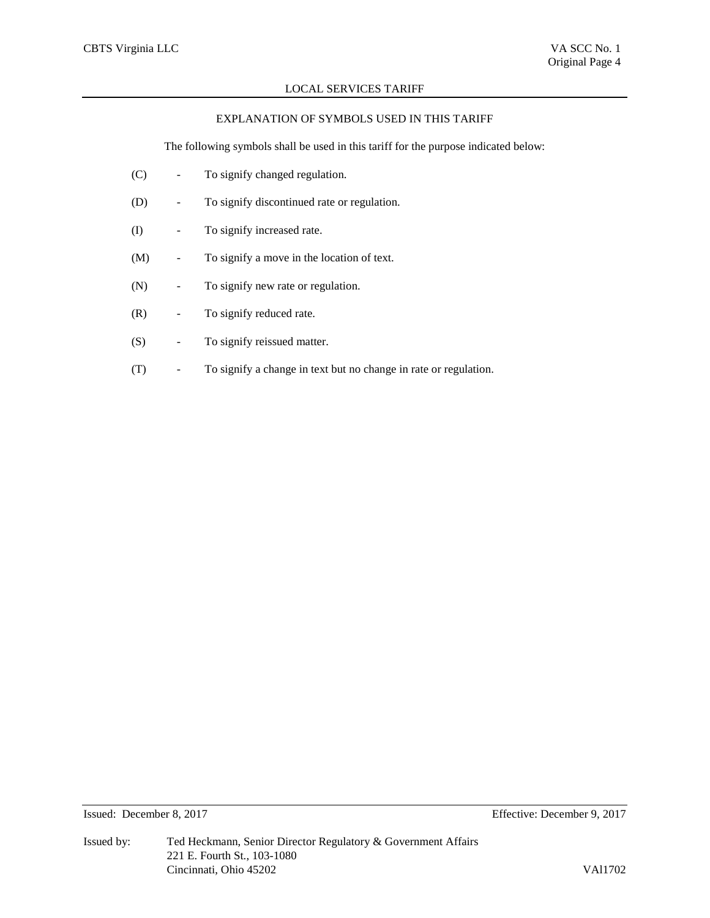## EXPLANATION OF SYMBOLS USED IN THIS TARIFF

The following symbols shall be used in this tariff for the purpose indicated below:

(C) - To signify changed regulation.

(D) - To signify discontinued rate or regulation.

(I) - To signify increased rate.

(M) - To signify a move in the location of text.

(N) - To signify new rate or regulation.

(R) - To signify reduced rate.

(S) - To signify reissued matter.

(T) - To signify a change in text but no change in rate or regulation.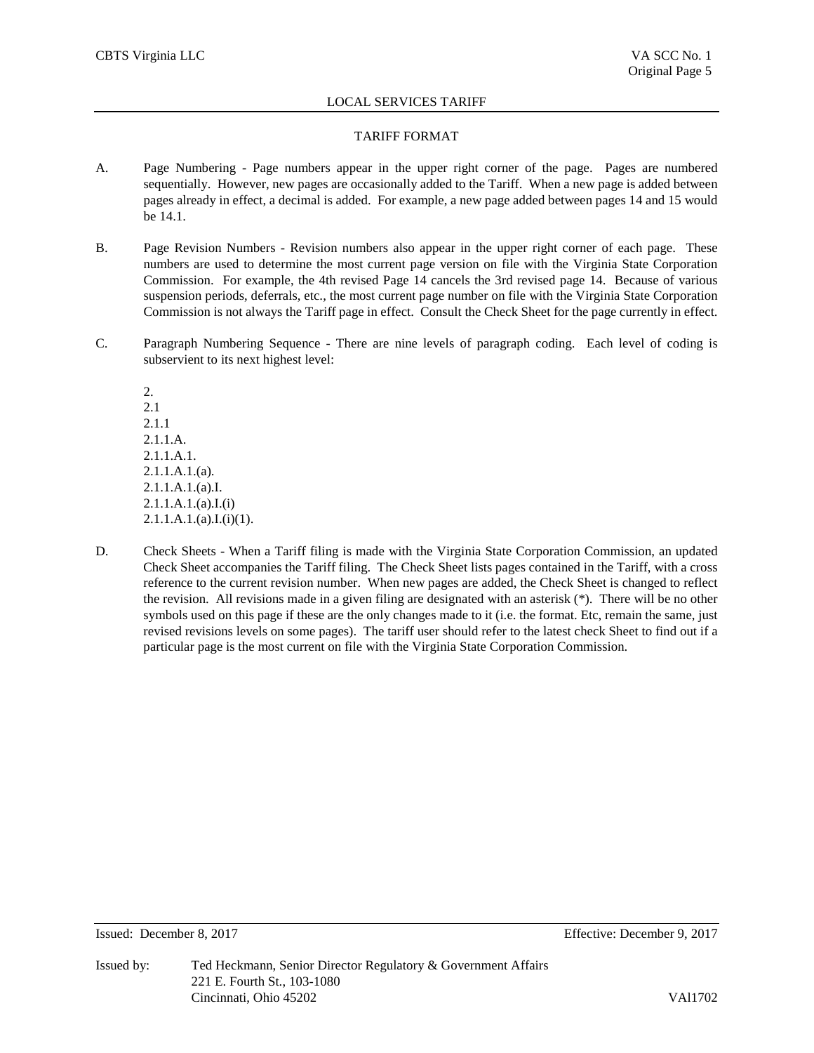# TARIFF FORMAT

A. Page Numbering - Page numbers appear in the upper right corner of the page. Pages are numbered sequentially. However, new pages are occasionally added to the Tariff. When a new page is added between pages already in effect, a decimal is added. For example, a new page added between pages 14 and 15 would be 14.1.

B. Page Revision Numbers - Revision numbers also appear in the upper right corner of each page. These numbers are used to determine the most current page version on file with the Virginia State Corporation Commission. For example, the 4th revised Page 14 cancels the 3rd revised page 14. Because of various suspension periods, deferrals, etc., the most current page number on file with the Virginia State Corporation Commission is not always the Tariff page in effect. Consult the Check Sheet for the page currently in effect.

C. Paragraph Numbering Sequence - There are nine levels of paragraph coding. Each level of coding is subservient to its next highest level:

2.
2.1
2.1.1
2.1.1.A.
2.1.1.A.1.
2.1.1.A.1.(a).
2.1.1.A.1.(a).I.
2.1.1.A.1.(a).I.(i)
2.1.1.A.1.(a).I.(i)(1).

D. Check Sheets - When a Tariff filing is made with the Virginia State Corporation Commission, an updated Check Sheet accompanies the Tariff filing. The Check Sheet lists pages contained in the Tariff, with a cross reference to the current revision number. When new pages are added, the Check Sheet is changed to reflect the revision. All revisions made in a given filing are designated with an asterisk (*). There will be no other symbols used on this page if these are the only changes made to it (i.e. the format. Etc, remain the same, just revised revisions levels on some pages). The tariff user should refer to the latest check Sheet to find out if a particular page is the most current on file with the Virginia State Corporation Commission.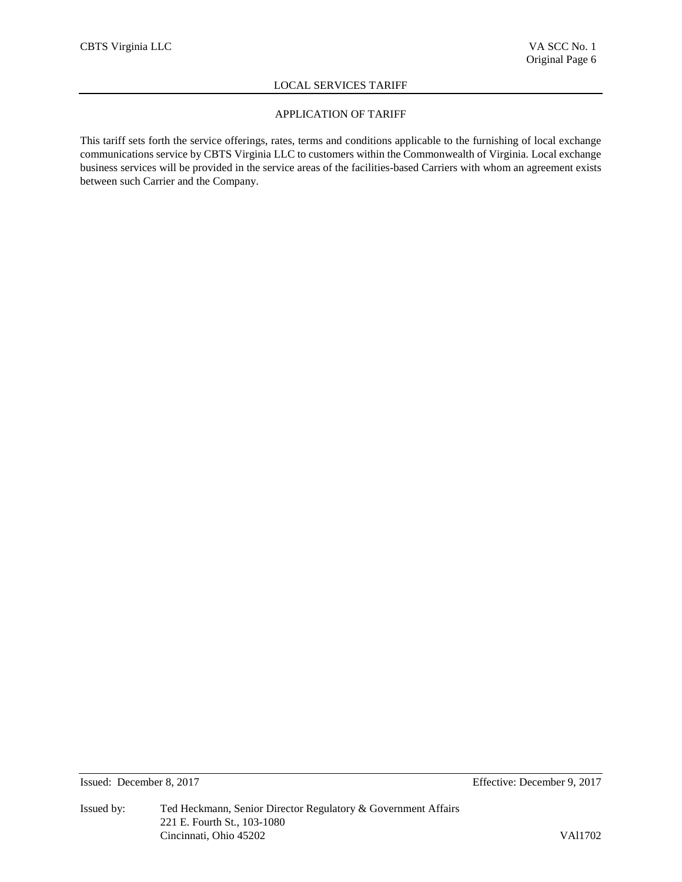## APPLICATION OF TARIFF

This tariff sets forth the service offerings, rates, terms and conditions applicable to the furnishing of local exchange communications service by CBTS Virginia LLC to customers within the Commonwealth of Virginia. Local exchange business services will be provided in the service areas of the facilities-based Carriers with whom an agreement exists between such Carrier and the Company.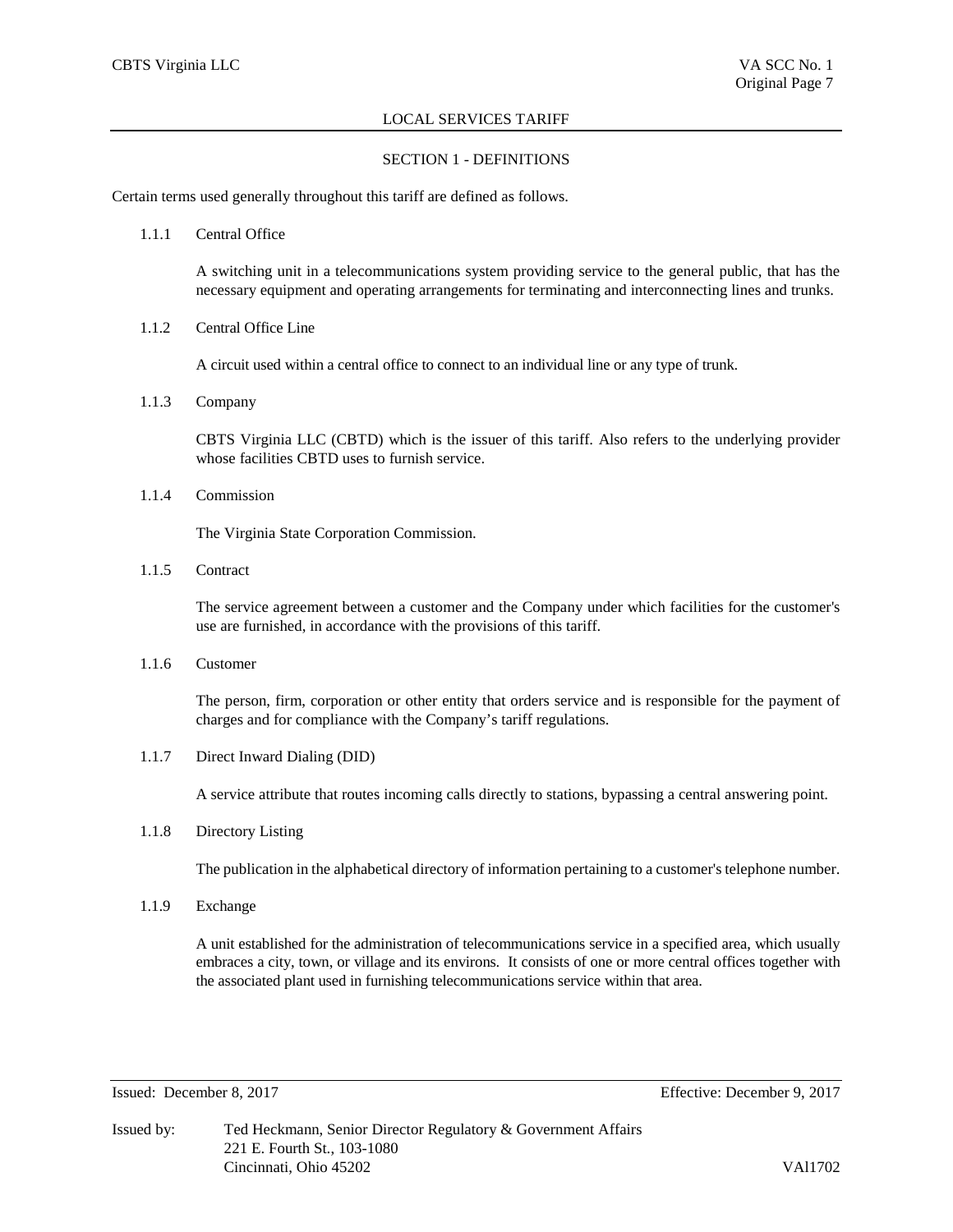# SECTION 1 - DEFINITIONS

Certain terms used generally throughout this tariff are defined as follows.

1.1.1 Central Office

A switching unit in a telecommunications system providing service to the general public, that has the necessary equipment and operating arrangements for terminating and interconnecting lines and trunks.

1.1.2 Central Office Line

A circuit used within a central office to connect to an individual line or any type of trunk.

1.1.3 Company

CBTS Virginia LLC (CBTD) which is the issuer of this tariff. Also refers to the underlying provider whose facilities CBTD uses to furnish service.

1.1.4 Commission

The Virginia State Corporation Commission.

1.1.5 Contract

The service agreement between a customer and the Company under which facilities for the customer's use are furnished, in accordance with the provisions of this tariff.

1.1.6 Customer

The person, firm, corporation or other entity that orders service and is responsible for the payment of charges and for compliance with the Company's tariff regulations.

1.1.7 Direct Inward Dialing (DID)

A service attribute that routes incoming calls directly to stations, bypassing a central answering point.

1.1.8 Directory Listing

The publication in the alphabetical directory of information pertaining to a customer's telephone number.

1.1.9 Exchange

A unit established for the administration of telecommunications service in a specified area, which usually embraces a city, town, or village and its environs. It consists of one or more central offices together with the associated plant used in furnishing telecommunications service within that area.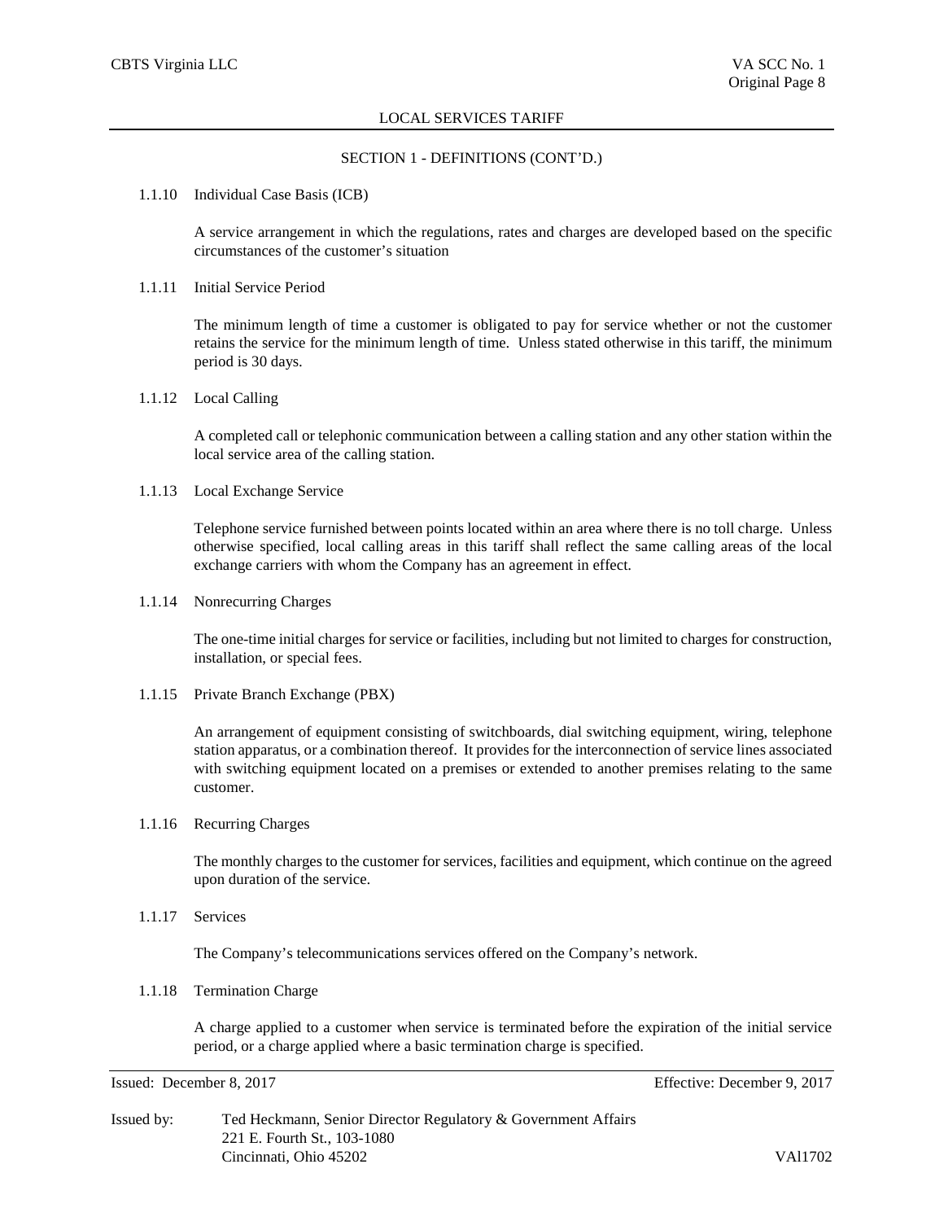SECTION 1 - DEFINITIONS (CONT'D.)

1.1.10 Individual Case Basis (ICB)

A service arrangement in which the regulations, rates and charges are developed based on the specific circumstances of the customer's situation

1.1.11 Initial Service Period

The minimum length of time a customer is obligated to pay for service whether or not the customer retains the service for the minimum length of time. Unless stated otherwise in this tariff, the minimum period is 30 days.

1.1.12 Local Calling

A completed call or telephonic communication between a calling station and any other station within the local service area of the calling station.

1.1.13 Local Exchange Service

Telephone service furnished between points located within an area where there is no toll charge. Unless otherwise specified, local calling areas in this tariff shall reflect the same calling areas of the local exchange carriers with whom the Company has an agreement in effect.

1.1.14 Nonrecurring Charges

The one-time initial charges for service or facilities, including but not limited to charges for construction, installation, or special fees.

1.1.15 Private Branch Exchange (PBX)

An arrangement of equipment consisting of switchboards, dial switching equipment, wiring, telephone station apparatus, or a combination thereof. It provides for the interconnection of service lines associated with switching equipment located on a premises or extended to another premises relating to the same customer.

1.1.16 Recurring Charges

The monthly charges to the customer for services, facilities and equipment, which continue on the agreed upon duration of the service.

1.1.17 Services

The Company's telecommunications services offered on the Company's network.

1.1.18 Termination Charge

A charge applied to a customer when service is terminated before the expiration of the initial service period, or a charge applied where a basic termination charge is specified.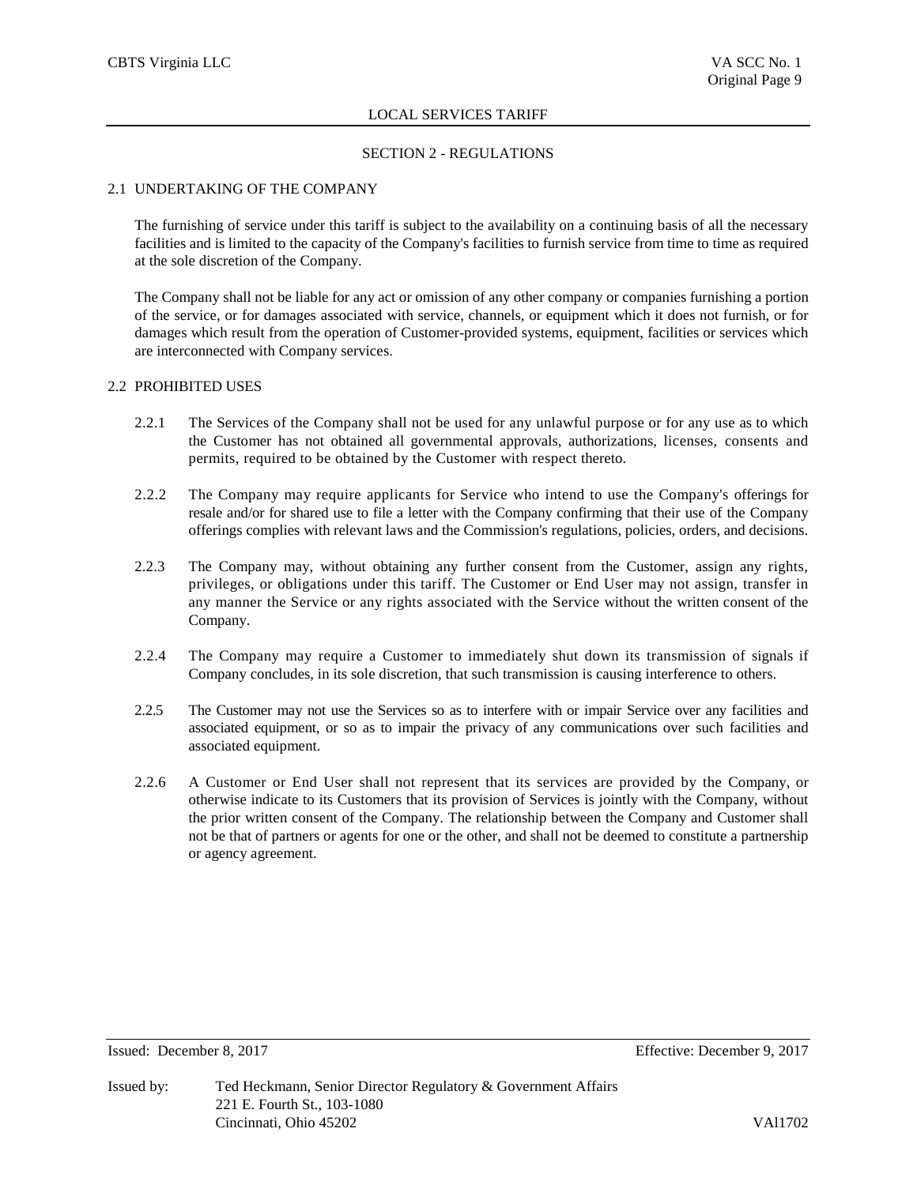## SECTION 2 - REGULATIONS

### 2.1 UNDERTAKING OF THE COMPANY

The furnishing of service under this tariff is subject to the availability on a continuing basis of all the necessary facilities and is limited to the capacity of the Company's facilities to furnish service from time to time as required at the sole discretion of the Company.

The Company shall not be liable for any act or omission of any other company or companies furnishing a portion of the service, or for damages associated with service, channels, or equipment which it does not furnish, or for damages which result from the operation of Customer-provided systems, equipment, facilities or services which are interconnected with Company services.

### 2.2 PROHIBITED USES

2.2.1 The Services of the Company shall not be used for any unlawful purpose or for any use as to which the Customer has not obtained all governmental approvals, authorizations, licenses, consents and permits, required to be obtained by the Customer with respect thereto.

2.2.2 The Company may require applicants for Service who intend to use the Company's offerings for resale and/or for shared use to file a letter with the Company confirming that their use of the Company offerings complies with relevant laws and the Commission's regulations, policies, orders, and decisions.

2.2.3 The Company may, without obtaining any further consent from the Customer, assign any rights, privileges, or obligations under this tariff. The Customer or End User may not assign, transfer in any manner the Service or any rights associated with the Service without the written consent of the Company.

2.2.4 The Company may require a Customer to immediately shut down its transmission of signals if Company concludes, in its sole discretion, that such transmission is causing interference to others.

2.2.5 The Customer may not use the Services so as to interfere with or impair Service over any facilities and associated equipment, or so as to impair the privacy of any communications over such facilities and associated equipment.

2.2.6 A Customer or End User shall not represent that its services are provided by the Company, or otherwise indicate to its Customers that its provision of Services is jointly with the Company, without the prior written consent of the Company. The relationship between the Company and Customer shall not be that of partners or agents for one or the other, and shall not be deemed to constitute a partnership or agency agreement.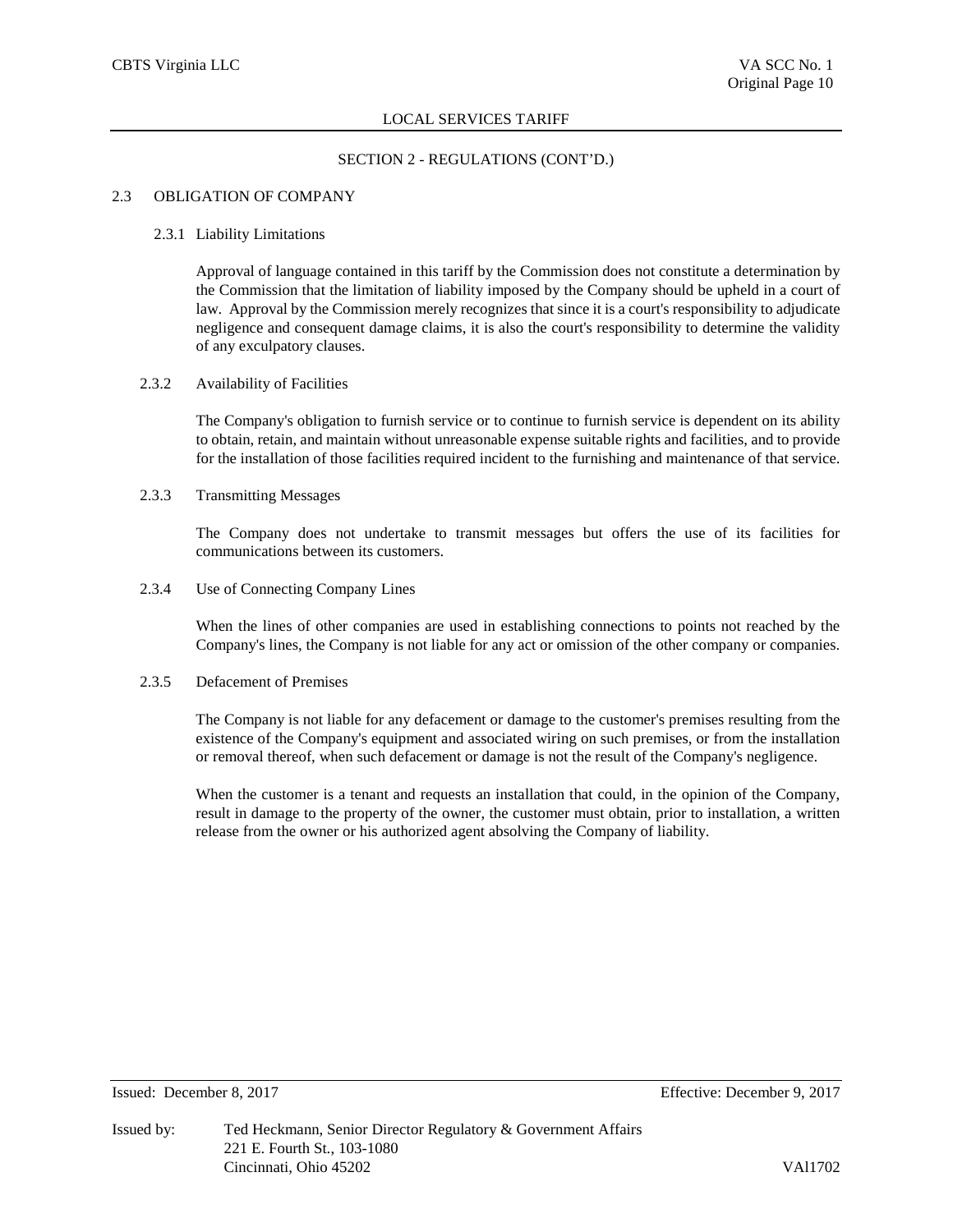## SECTION 2 - REGULATIONS (CONT'D.)

### 2.3 OBLIGATION OF COMPANY

#### 2.3.1 Liability Limitations

Approval of language contained in this tariff by the Commission does not constitute a determination by the Commission that the limitation of liability imposed by the Company should be upheld in a court of law. Approval by the Commission merely recognizes that since it is a court's responsibility to adjudicate negligence and consequent damage claims, it is also the court's responsibility to determine the validity of any exculpatory clauses.

#### 2.3.2 Availability of Facilities

The Company's obligation to furnish service or to continue to furnish service is dependent on its ability to obtain, retain, and maintain without unreasonable expense suitable rights and facilities, and to provide for the installation of those facilities required incident to the furnishing and maintenance of that service.

#### 2.3.3 Transmitting Messages

The Company does not undertake to transmit messages but offers the use of its facilities for communications between its customers.

#### 2.3.4 Use of Connecting Company Lines

When the lines of other companies are used in establishing connections to points not reached by the Company's lines, the Company is not liable for any act or omission of the other company or companies.

#### 2.3.5 Defacement of Premises

The Company is not liable for any defacement or damage to the customer's premises resulting from the existence of the Company's equipment and associated wiring on such premises, or from the installation or removal thereof, when such defacement or damage is not the result of the Company's negligence.

When the customer is a tenant and requests an installation that could, in the opinion of the Company, result in damage to the property of the owner, the customer must obtain, prior to installation, a written release from the owner or his authorized agent absolving the Company of liability.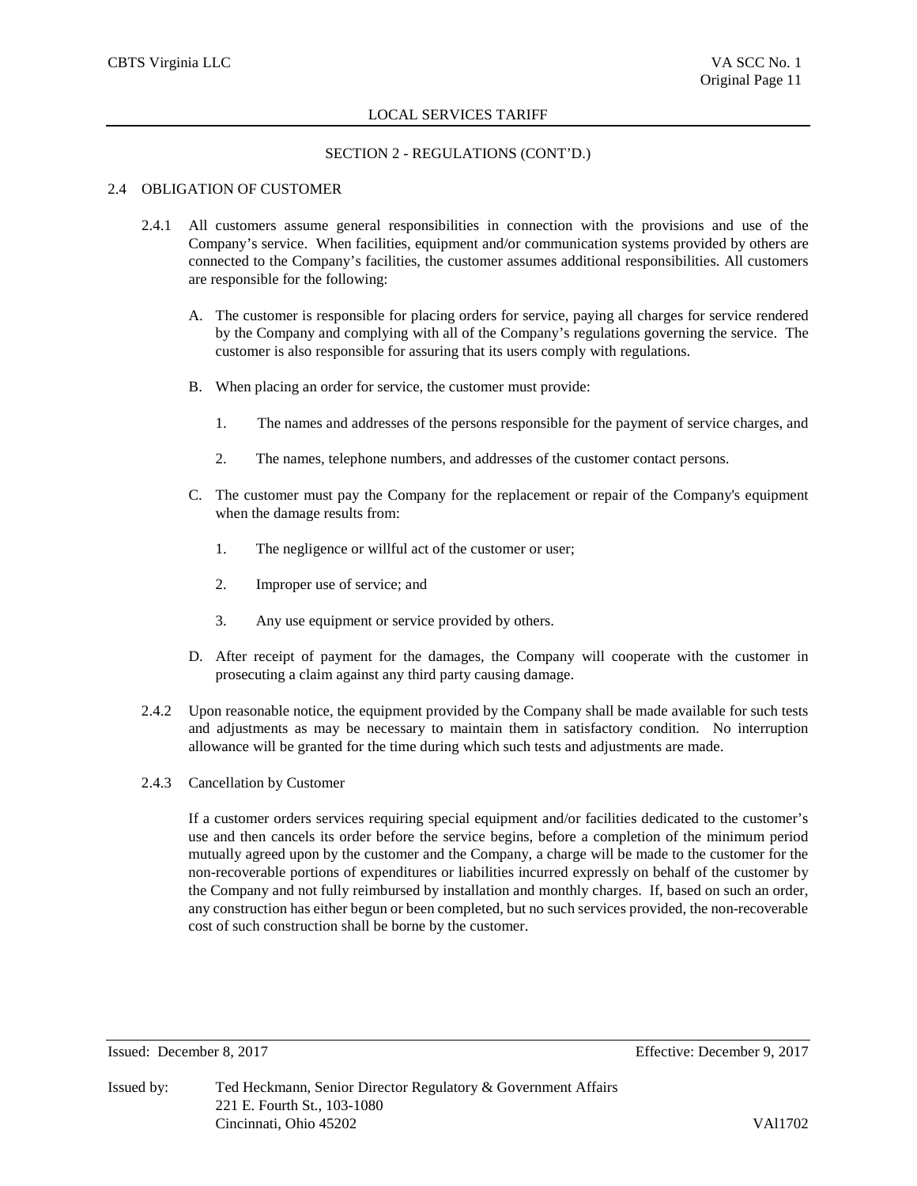## SECTION 2 - REGULATIONS (CONT'D.)

### 2.4 OBLIGATION OF CUSTOMER

2.4.1 All customers assume general responsibilities in connection with the provisions and use of the Company's service. When facilities, equipment and/or communication systems provided by others are connected to the Company's facilities, the customer assumes additional responsibilities. All customers are responsible for the following:

A. The customer is responsible for placing orders for service, paying all charges for service rendered by the Company and complying with all of the Company's regulations governing the service. The customer is also responsible for assuring that its users comply with regulations.

B. When placing an order for service, the customer must provide:

1. The names and addresses of the persons responsible for the payment of service charges, and

2. The names, telephone numbers, and addresses of the customer contact persons.

C. The customer must pay the Company for the replacement or repair of the Company's equipment when the damage results from:

1. The negligence or willful act of the customer or user;

2. Improper use of service; and

3. Any use equipment or service provided by others.

D. After receipt of payment for the damages, the Company will cooperate with the customer in prosecuting a claim against any third party causing damage.

2.4.2 Upon reasonable notice, the equipment provided by the Company shall be made available for such tests and adjustments as may be necessary to maintain them in satisfactory condition. No interruption allowance will be granted for the time during which such tests and adjustments are made.

2.4.3 Cancellation by Customer

If a customer orders services requiring special equipment and/or facilities dedicated to the customer's use and then cancels its order before the service begins, before a completion of the minimum period mutually agreed upon by the customer and the Company, a charge will be made to the customer for the non-recoverable portions of expenditures or liabilities incurred expressly on behalf of the customer by the Company and not fully reimbursed by installation and monthly charges. If, based on such an order, any construction has either begun or been completed, but no such services provided, the non-recoverable cost of such construction shall be borne by the customer.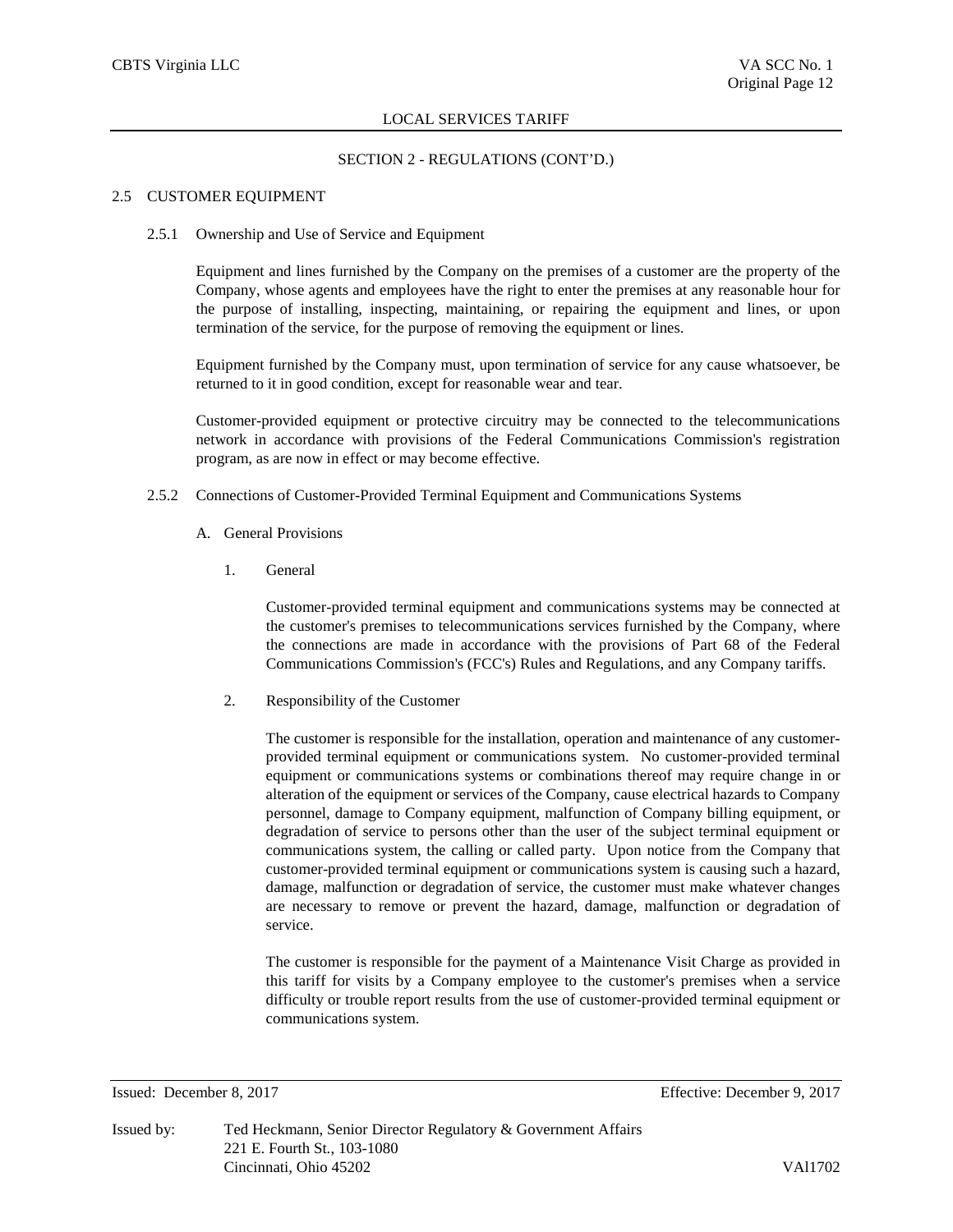SECTION 2 - REGULATIONS (CONT'D.)

## 2.5 CUSTOMER EQUIPMENT

### 2.5.1 Ownership and Use of Service and Equipment

Equipment and lines furnished by the Company on the premises of a customer are the property of the Company, whose agents and employees have the right to enter the premises at any reasonable hour for the purpose of installing, inspecting, maintaining, or repairing the equipment and lines, or upon termination of the service, for the purpose of removing the equipment or lines.

Equipment furnished by the Company must, upon termination of service for any cause whatsoever, be returned to it in good condition, except for reasonable wear and tear.

Customer-provided equipment or protective circuitry may be connected to the telecommunications network in accordance with provisions of the Federal Communications Commission's registration program, as are now in effect or may become effective.

### 2.5.2 Connections of Customer-Provided Terminal Equipment and Communications Systems

A. General Provisions

1. General

   Customer-provided terminal equipment and communications systems may be connected at the customer's premises to telecommunications services furnished by the Company, where the connections are made in accordance with the provisions of Part 68 of the Federal Communications Commission's (FCC's) Rules and Regulations, and any Company tariffs.

2. Responsibility of the Customer

   The customer is responsible for the installation, operation and maintenance of any customer-provided terminal equipment or communications system. No customer-provided terminal equipment or communications systems or combinations thereof may require change in or alteration of the equipment or services of the Company, cause electrical hazards to Company personnel, damage to Company equipment, malfunction of Company billing equipment, or degradation of service to persons other than the user of the subject terminal equipment or communications system, the calling or called party. Upon notice from the Company that customer-provided terminal equipment or communications system is causing such a hazard, damage, malfunction or degradation of service, the customer must make whatever changes are necessary to remove or prevent the hazard, damage, malfunction or degradation of service.

   The customer is responsible for the payment of a Maintenance Visit Charge as provided in this tariff for visits by a Company employee to the customer's premises when a service difficulty or trouble report results from the use of customer-provided terminal equipment or communications system.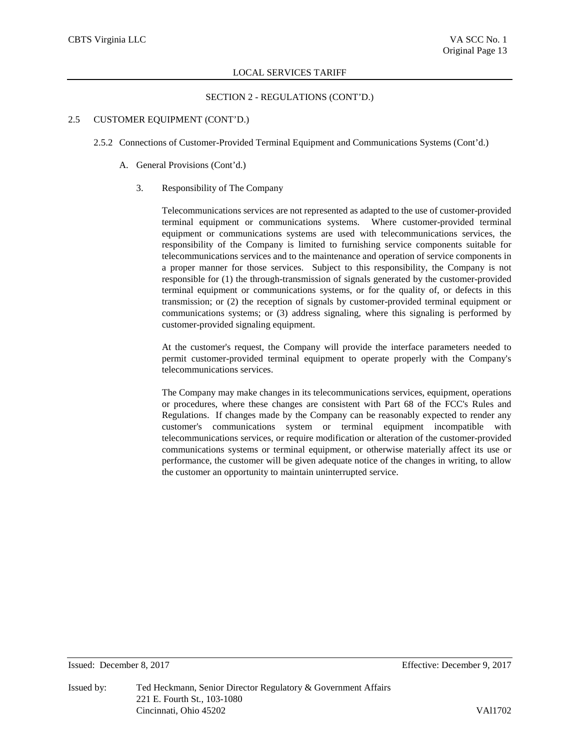## SECTION 2 - REGULATIONS (CONT'D.)

### 2.5 CUSTOMER EQUIPMENT (CONT'D.)

#### 2.5.2 Connections of Customer-Provided Terminal Equipment and Communications Systems (Cont'd.)

A. General Provisions (Cont'd.)

3. Responsibility of The Company

Telecommunications services are not represented as adapted to the use of customer-provided terminal equipment or communications systems. Where customer-provided terminal equipment or communications systems are used with telecommunications services, the responsibility of the Company is limited to furnishing service components suitable for telecommunications services and to the maintenance and operation of service components in a proper manner for those services. Subject to this responsibility, the Company is not responsible for (1) the through-transmission of signals generated by the customer-provided terminal equipment or communications systems, or for the quality of, or defects in this transmission; or (2) the reception of signals by customer-provided terminal equipment or communications systems; or (3) address signaling, where this signaling is performed by customer-provided signaling equipment.

At the customer's request, the Company will provide the interface parameters needed to permit customer-provided terminal equipment to operate properly with the Company's telecommunications services.

The Company may make changes in its telecommunications services, equipment, operations or procedures, where these changes are consistent with Part 68 of the FCC's Rules and Regulations. If changes made by the Company can be reasonably expected to render any customer's communications system or terminal equipment incompatible with telecommunications services, or require modification or alteration of the customer-provided communications systems or terminal equipment, or otherwise materially affect its use or performance, the customer will be given adequate notice of the changes in writing, to allow the customer an opportunity to maintain uninterrupted service.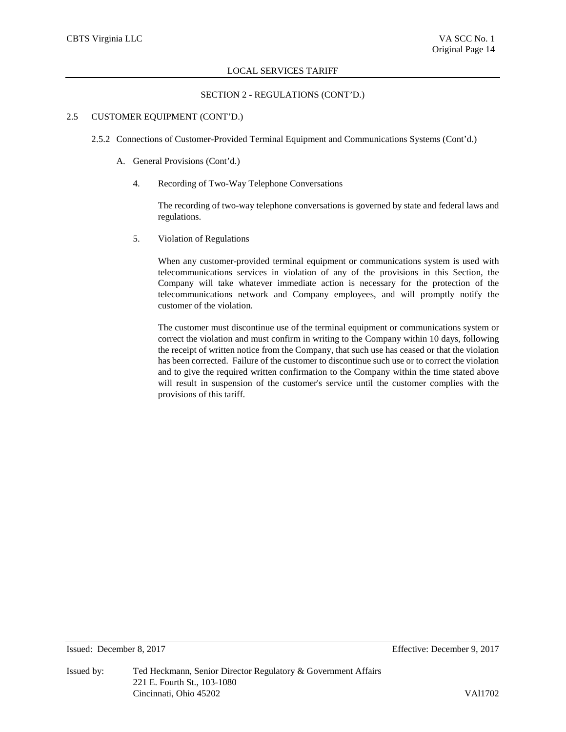## SECTION 2 - REGULATIONS (CONT'D.)

### 2.5 CUSTOMER EQUIPMENT (CONT'D.)

#### 2.5.2 Connections of Customer-Provided Terminal Equipment and Communications Systems (Cont'd.)

A. General Provisions (Cont'd.)

4. Recording of Two-Way Telephone Conversations

   The recording of two-way telephone conversations is governed by state and federal laws and regulations.

5. Violation of Regulations

   When any customer-provided terminal equipment or communications system is used with telecommunications services in violation of any of the provisions in this Section, the Company will take whatever immediate action is necessary for the protection of the telecommunications network and Company employees, and will promptly notify the customer of the violation.

   The customer must discontinue use of the terminal equipment or communications system or correct the violation and must confirm in writing to the Company within 10 days, following the receipt of written notice from the Company, that such use has ceased or that the violation has been corrected. Failure of the customer to discontinue such use or to correct the violation and to give the required written confirmation to the Company within the time stated above will result in suspension of the customer's service until the customer complies with the provisions of this tariff.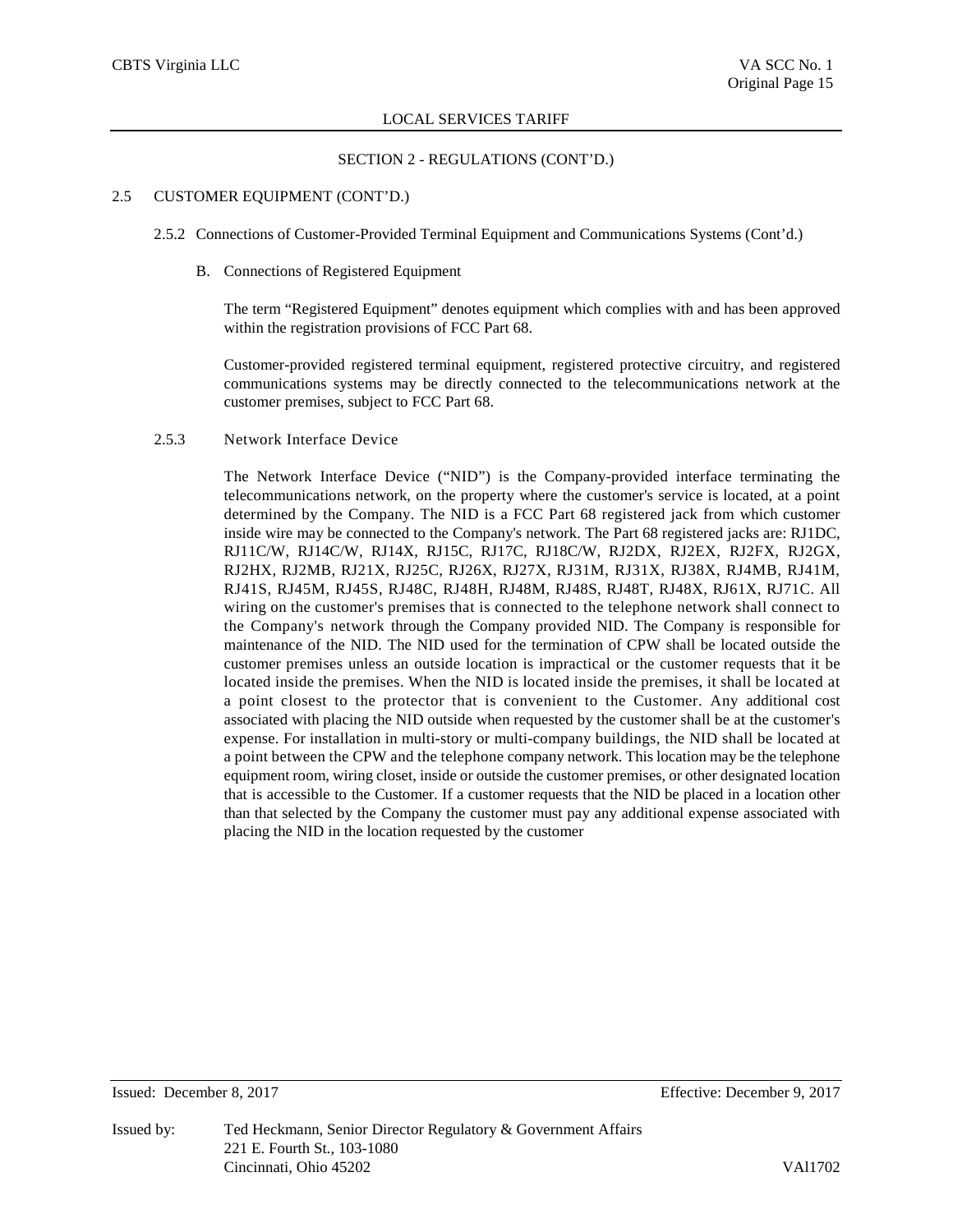## SECTION 2 - REGULATIONS (CONT'D.)

### 2.5 CUSTOMER EQUIPMENT (CONT'D.)

#### 2.5.2 Connections of Customer-Provided Terminal Equipment and Communications Systems (Cont'd.)

B. Connections of Registered Equipment

The term "Registered Equipment" denotes equipment which complies with and has been approved within the registration provisions of FCC Part 68.

Customer-provided registered terminal equipment, registered protective circuitry, and registered communications systems may be directly connected to the telecommunications network at the customer premises, subject to FCC Part 68.

#### 2.5.3 Network Interface Device

The Network Interface Device ("NID") is the Company-provided interface terminating the telecommunications network, on the property where the customer's service is located, at a point determined by the Company. The NID is a FCC Part 68 registered jack from which customer inside wire may be connected to the Company's network. The Part 68 registered jacks are: RJ1DC, RJ11C/W, RJ14C/W, RJ14X, RJ15C, RJ17C, RJ18C/W, RJ2DX, RJ2EX, RJ2FX, RJ2GX, RJ2HX, RJ2MB, RJ21X, RJ25C, RJ26X, RJ27X, RJ31M, RJ31X, RJ38X, RJ4MB, RJ41M, RJ41S, RJ45M, RJ45S, RJ48C, RJ48H, RJ48M, RJ48S, RJ48T, RJ48X, RJ61X, RJ71C. All wiring on the customer's premises that is connected to the telephone network shall connect to the Company's network through the Company provided NID. The Company is responsible for maintenance of the NID. The NID used for the termination of CPW shall be located outside the customer premises unless an outside location is impractical or the customer requests that it be located inside the premises. When the NID is located inside the premises, it shall be located at a point closest to the protector that is convenient to the Customer. Any additional cost associated with placing the NID outside when requested by the customer shall be at the customer's expense. For installation in multi-story or multi-company buildings, the NID shall be located at a point between the CPW and the telephone company network. This location may be the telephone equipment room, wiring closet, inside or outside the customer premises, or other designated location that is accessible to the Customer. If a customer requests that the NID be placed in a location other than that selected by the Company the customer must pay any additional expense associated with placing the NID in the location requested by the customer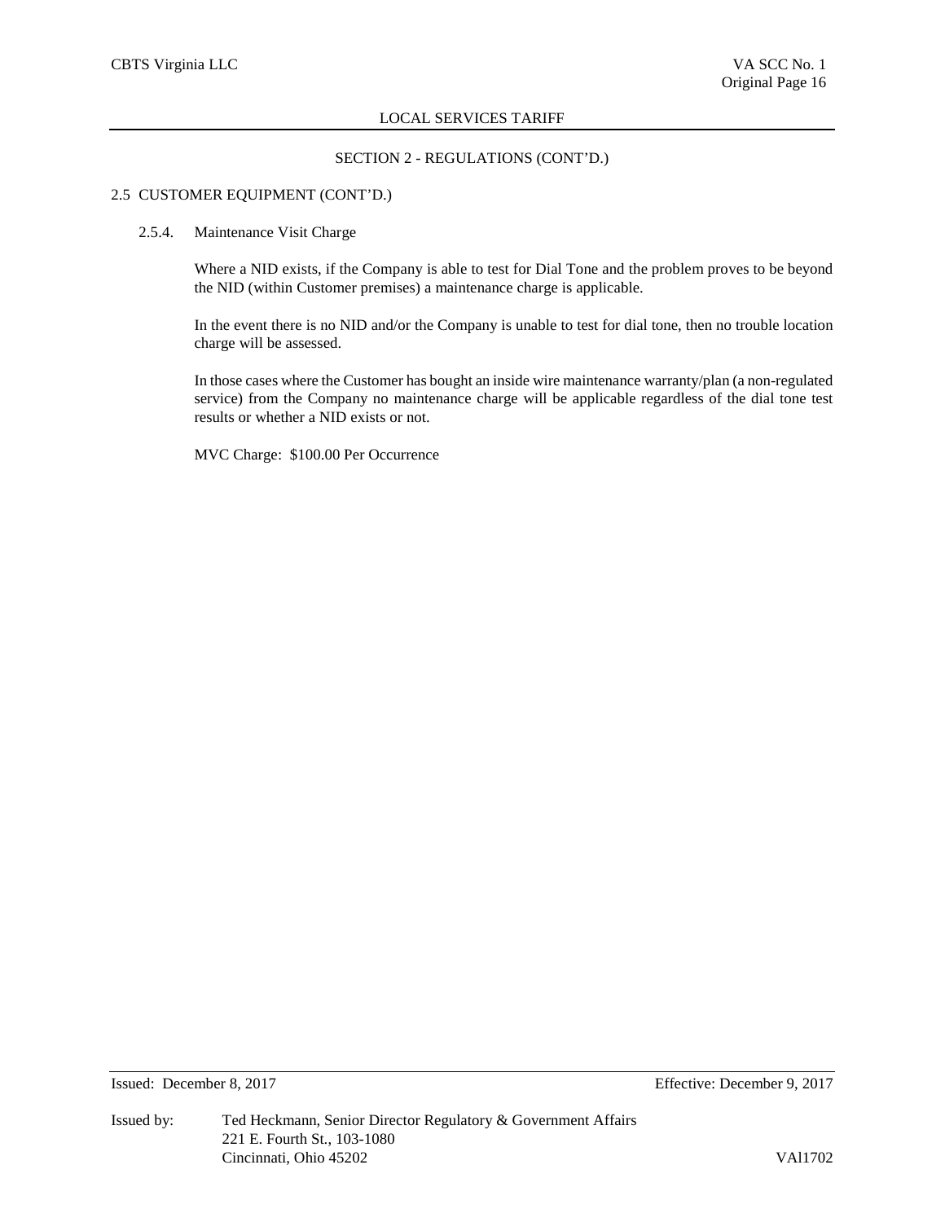## SECTION 2 - REGULATIONS (CONT'D.)

### 2.5 CUSTOMER EQUIPMENT (CONT'D.)

#### 2.5.4. Maintenance Visit Charge

Where a NID exists, if the Company is able to test for Dial Tone and the problem proves to be beyond the NID (within Customer premises) a maintenance charge is applicable.

In the event there is no NID and/or the Company is unable to test for dial tone, then no trouble location charge will be assessed.

In those cases where the Customer has bought an inside wire maintenance warranty/plan (a non-regulated service) from the Company no maintenance charge will be applicable regardless of the dial tone test results or whether a NID exists or not.

MVC Charge: $100.00 Per Occurrence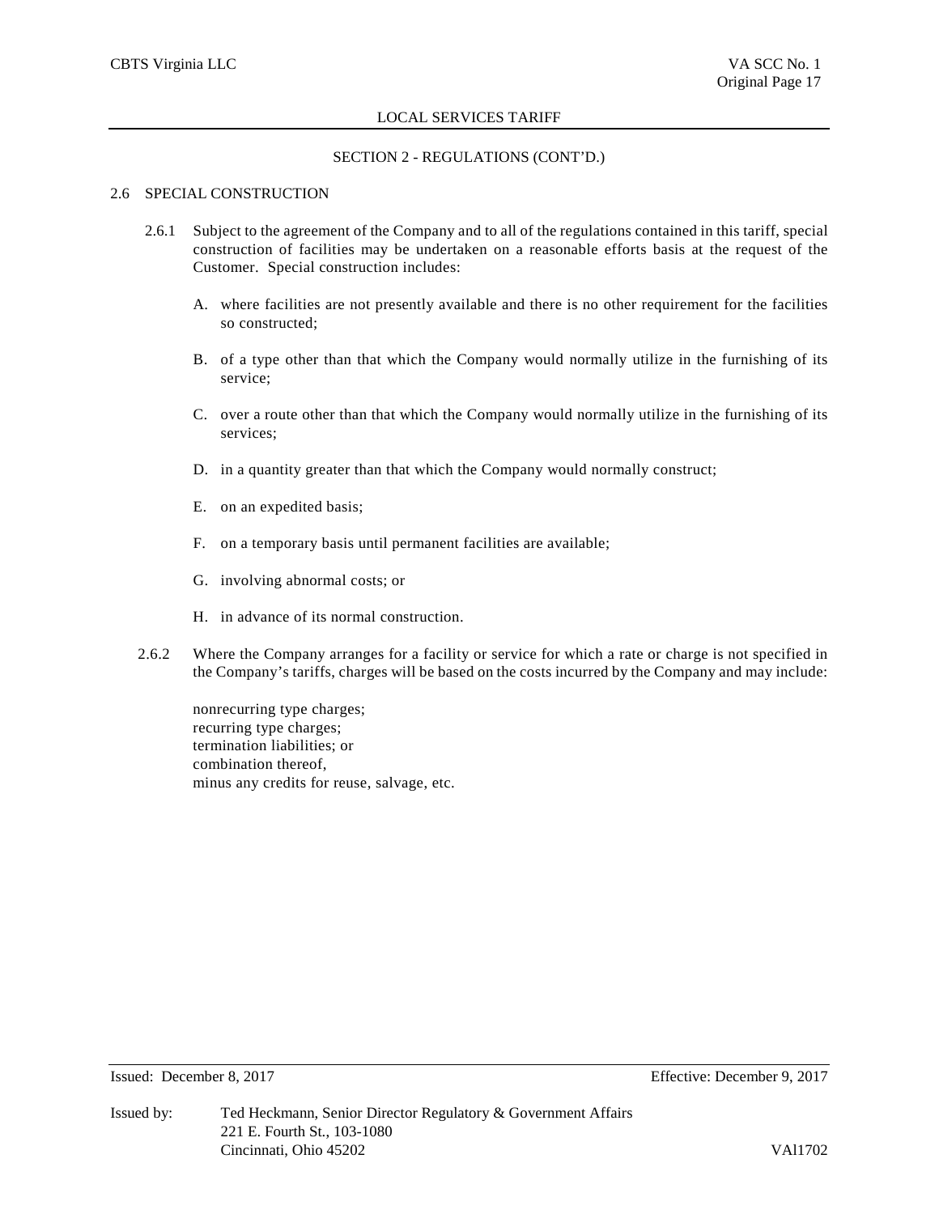## SECTION 2 - REGULATIONS (CONT'D.)

### 2.6 SPECIAL CONSTRUCTION

2.6.1 Subject to the agreement of the Company and to all of the regulations contained in this tariff, special construction of facilities may be undertaken on a reasonable efforts basis at the request of the Customer. Special construction includes:

A. where facilities are not presently available and there is no other requirement for the facilities so constructed;

B. of a type other than that which the Company would normally utilize in the furnishing of its service;

C. over a route other than that which the Company would normally utilize in the furnishing of its services;

D. in a quantity greater than that which the Company would normally construct;

E. on an expedited basis;

F. on a temporary basis until permanent facilities are available;

G. involving abnormal costs; or

H. in advance of its normal construction.

2.6.2 Where the Company arranges for a facility or service for which a rate or charge is not specified in the Company's tariffs, charges will be based on the costs incurred by the Company and may include:

nonrecurring type charges;
recurring type charges;
termination liabilities; or
combination thereof,
minus any credits for reuse, salvage, etc.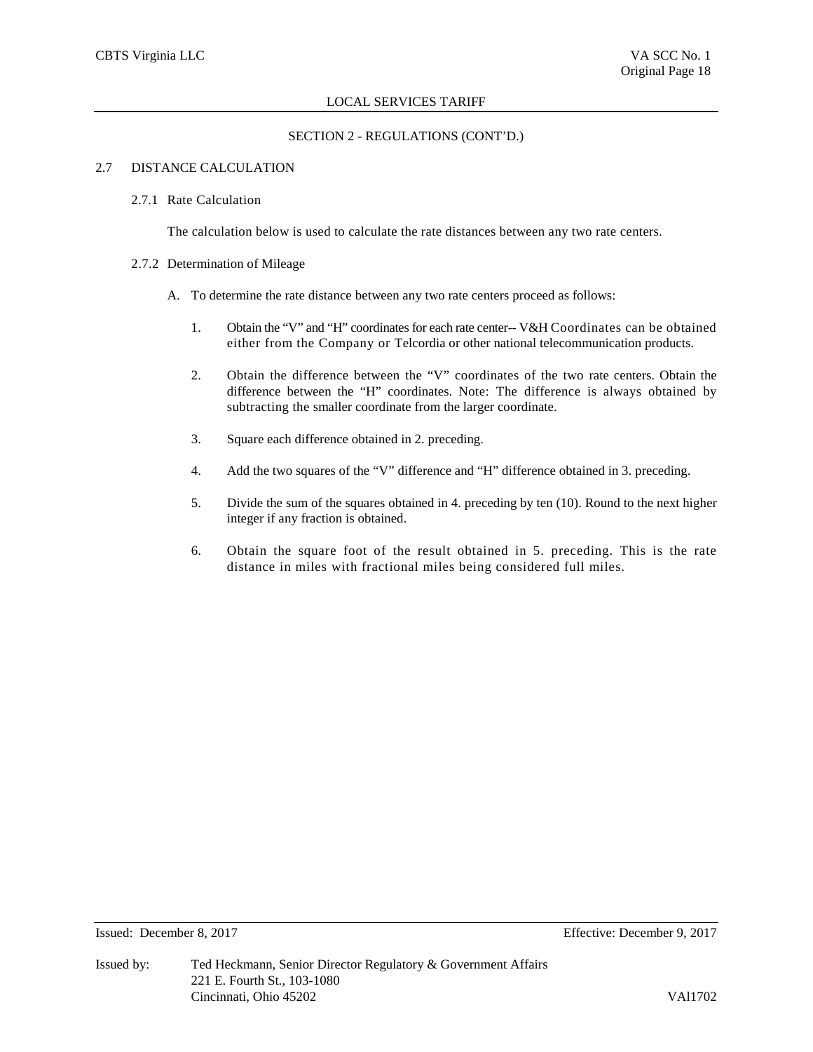## SECTION 2 - REGULATIONS (CONT'D.)

### 2.7 DISTANCE CALCULATION

#### 2.7.1 Rate Calculation

The calculation below is used to calculate the rate distances between any two rate centers.

#### 2.7.2 Determination of Mileage

A. To determine the rate distance between any two rate centers proceed as follows:

1. Obtain the "V" and "H" coordinates for each rate center-- V&H Coordinates can be obtained either from the Company or Telcordia or other national telecommunication products.

2. Obtain the difference between the "V" coordinates of the two rate centers. Obtain the difference between the "H" coordinates. Note: The difference is always obtained by subtracting the smaller coordinate from the larger coordinate.

3. Square each difference obtained in 2. preceding.

4. Add the two squares of the "V" difference and "H" difference obtained in 3. preceding.

5. Divide the sum of the squares obtained in 4. preceding by ten (10). Round to the next higher integer if any fraction is obtained.

6. Obtain the square foot of the result obtained in 5. preceding. This is the rate distance in miles with fractional miles being considered full miles.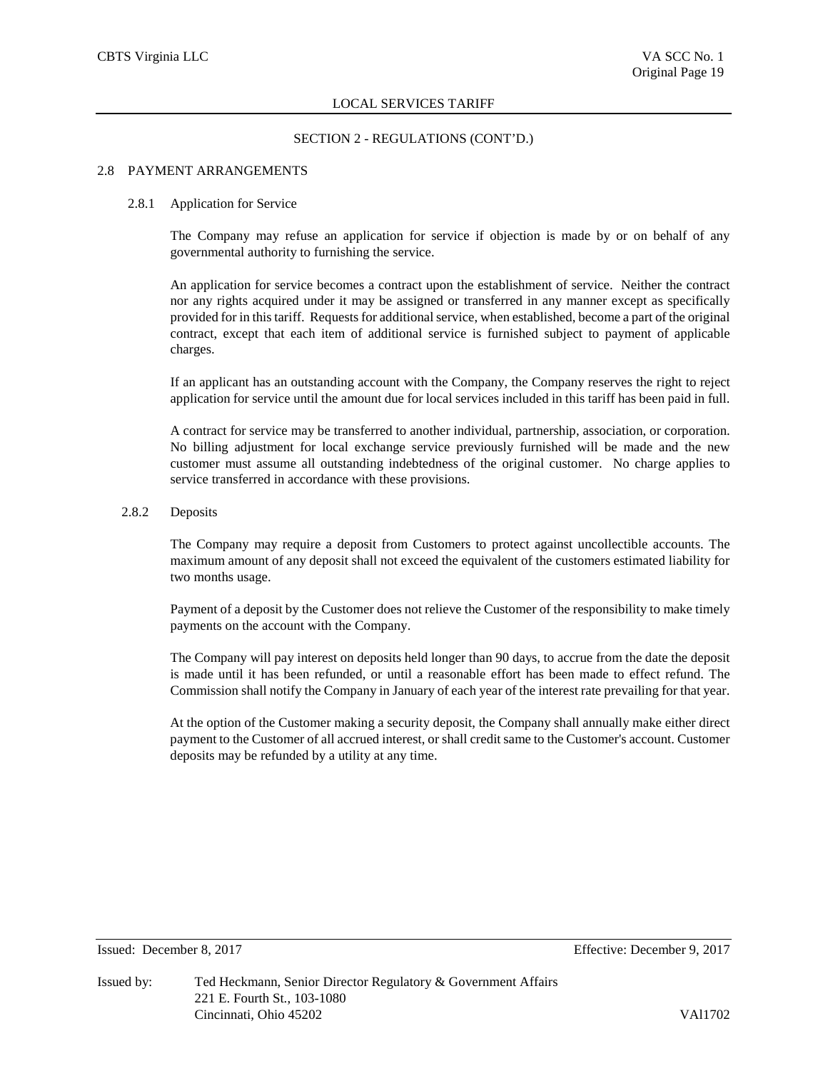## SECTION 2 - REGULATIONS (CONT'D.)

### 2.8 PAYMENT ARRANGEMENTS

#### 2.8.1 Application for Service

The Company may refuse an application for service if objection is made by or on behalf of any governmental authority to furnishing the service.

An application for service becomes a contract upon the establishment of service. Neither the contract nor any rights acquired under it may be assigned or transferred in any manner except as specifically provided for in this tariff. Requests for additional service, when established, become a part of the original contract, except that each item of additional service is furnished subject to payment of applicable charges.

If an applicant has an outstanding account with the Company, the Company reserves the right to reject application for service until the amount due for local services included in this tariff has been paid in full.

A contract for service may be transferred to another individual, partnership, association, or corporation. No billing adjustment for local exchange service previously furnished will be made and the new customer must assume all outstanding indebtedness of the original customer. No charge applies to service transferred in accordance with these provisions.

#### 2.8.2 Deposits

The Company may require a deposit from Customers to protect against uncollectible accounts. The maximum amount of any deposit shall not exceed the equivalent of the customers estimated liability for two months usage.

Payment of a deposit by the Customer does not relieve the Customer of the responsibility to make timely payments on the account with the Company.

The Company will pay interest on deposits held longer than 90 days, to accrue from the date the deposit is made until it has been refunded, or until a reasonable effort has been made to effect refund. The Commission shall notify the Company in January of each year of the interest rate prevailing for that year.

At the option of the Customer making a security deposit, the Company shall annually make either direct payment to the Customer of all accrued interest, or shall credit same to the Customer's account. Customer deposits may be refunded by a utility at any time.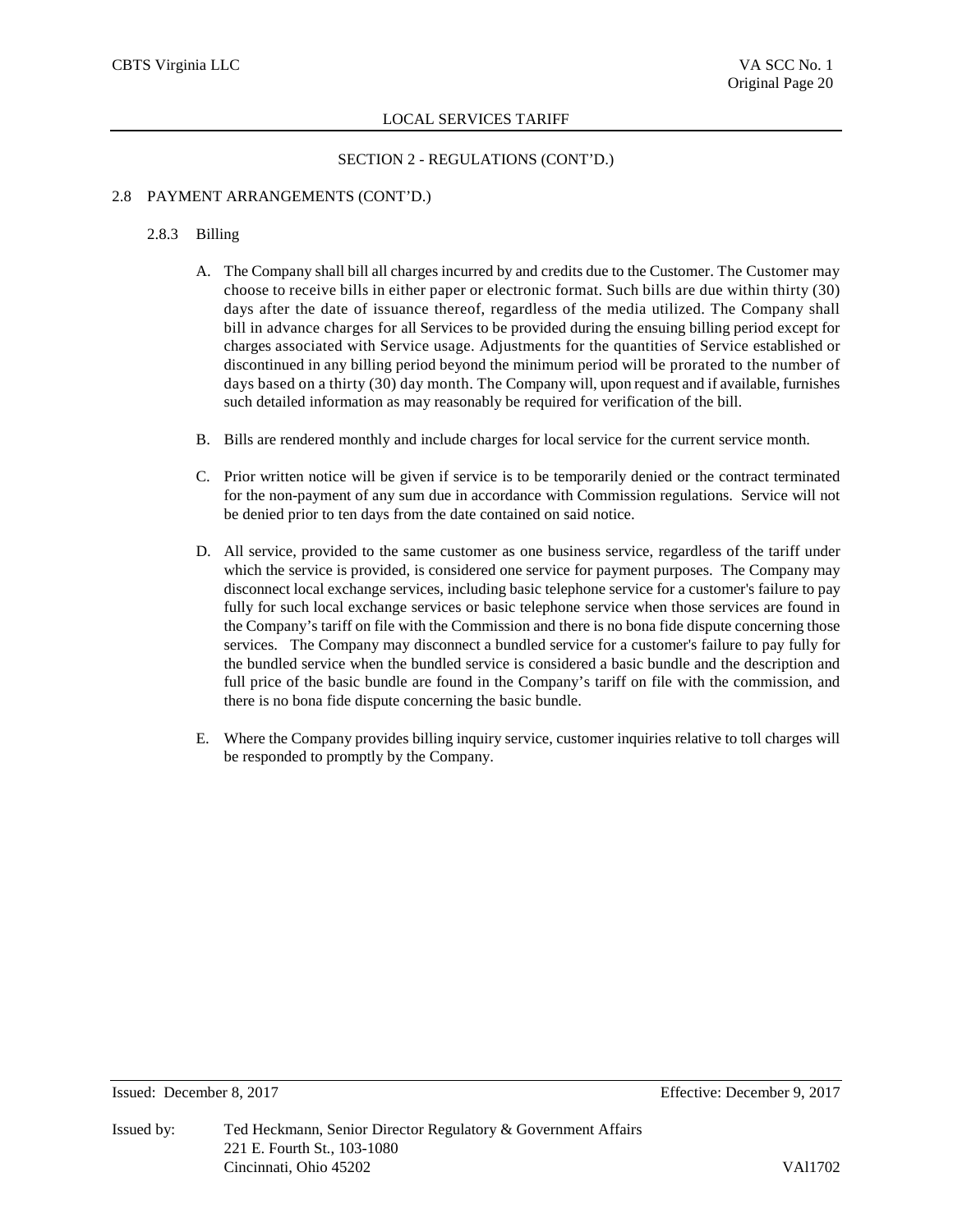## SECTION 2 - REGULATIONS (CONT'D.)

### 2.8 PAYMENT ARRANGEMENTS (CONT'D.)

#### 2.8.3 Billing

A. The Company shall bill all charges incurred by and credits due to the Customer. The Customer may choose to receive bills in either paper or electronic format. Such bills are due within thirty (30) days after the date of issuance thereof, regardless of the media utilized. The Company shall bill in advance charges for all Services to be provided during the ensuing billing period except for charges associated with Service usage. Adjustments for the quantities of Service established or discontinued in any billing period beyond the minimum period will be prorated to the number of days based on a thirty (30) day month. The Company will, upon request and if available, furnishes such detailed information as may reasonably be required for verification of the bill.

B. Bills are rendered monthly and include charges for local service for the current service month.

C. Prior written notice will be given if service is to be temporarily denied or the contract terminated for the non-payment of any sum due in accordance with Commission regulations. Service will not be denied prior to ten days from the date contained on said notice.

D. All service, provided to the same customer as one business service, regardless of the tariff under which the service is provided, is considered one service for payment purposes. The Company may disconnect local exchange services, including basic telephone service for a customer's failure to pay fully for such local exchange services or basic telephone service when those services are found in the Company's tariff on file with the Commission and there is no bona fide dispute concerning those services. The Company may disconnect a bundled service for a customer's failure to pay fully for the bundled service when the bundled service is considered a basic bundle and the description and full price of the basic bundle are found in the Company's tariff on file with the commission, and there is no bona fide dispute concerning the basic bundle.

E. Where the Company provides billing inquiry service, customer inquiries relative to toll charges will be responded to promptly by the Company.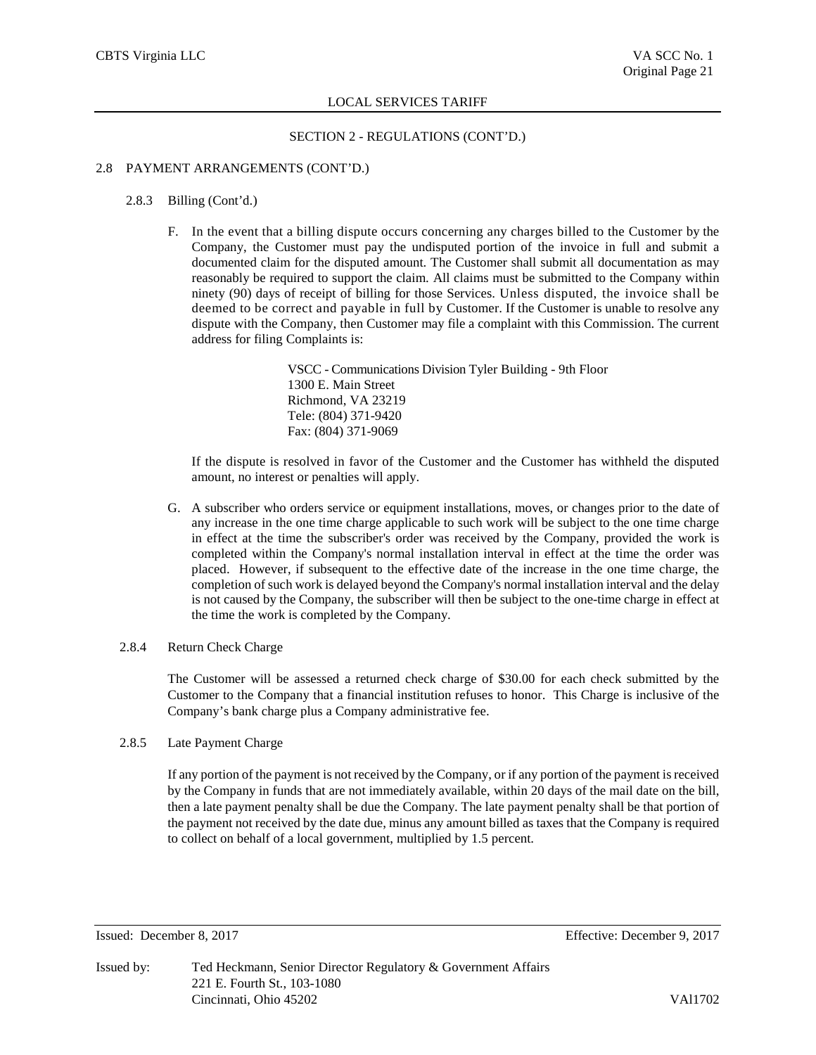## SECTION 2 - REGULATIONS (CONT'D.)

### 2.8 PAYMENT ARRANGEMENTS (CONT'D.)

#### 2.8.3 Billing (Cont'd.)

F. In the event that a billing dispute occurs concerning any charges billed to the Customer by the Company, the Customer must pay the undisputed portion of the invoice in full and submit a documented claim for the disputed amount. The Customer shall submit all documentation as may reasonably be required to support the claim. All claims must be submitted to the Company within ninety (90) days of receipt of billing for those Services. Unless disputed, the invoice shall be deemed to be correct and payable in full by Customer. If the Customer is unable to resolve any dispute with the Company, then Customer may file a complaint with this Commission. The current address for filing Complaints is:

VSCC - Communications Division Tyler Building - 9th Floor
1300 E. Main Street
Richmond, VA 23219
Tele: (804) 371-9420
Fax: (804) 371-9069

If the dispute is resolved in favor of the Customer and the Customer has withheld the disputed amount, no interest or penalties will apply.

G. A subscriber who orders service or equipment installations, moves, or changes prior to the date of any increase in the one time charge applicable to such work will be subject to the one time charge in effect at the time the subscriber's order was received by the Company, provided the work is completed within the Company's normal installation interval in effect at the time the order was placed. However, if subsequent to the effective date of the increase in the one time charge, the completion of such work is delayed beyond the Company's normal installation interval and the delay is not caused by the Company, the subscriber will then be subject to the one-time charge in effect at the time the work is completed by the Company.

#### 2.8.4 Return Check Charge

The Customer will be assessed a returned check charge of $30.00 for each check submitted by the Customer to the Company that a financial institution refuses to honor. This Charge is inclusive of the Company's bank charge plus a Company administrative fee.

#### 2.8.5 Late Payment Charge

If any portion of the payment is not received by the Company, or if any portion of the payment is received by the Company in funds that are not immediately available, within 20 days of the mail date on the bill, then a late payment penalty shall be due the Company. The late payment penalty shall be that portion of the payment not received by the date due, minus any amount billed as taxes that the Company is required to collect on behalf of a local government, multiplied by 1.5 percent.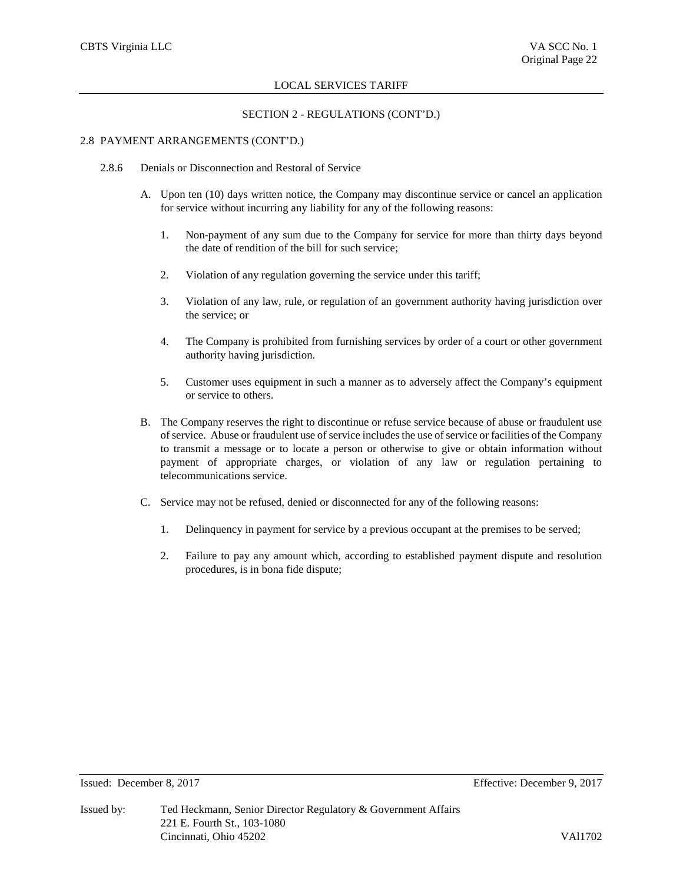SECTION 2 - REGULATIONS (CONT'D.)

2.8 PAYMENT ARRANGEMENTS (CONT'D.)

2.8.6 Denials or Disconnection and Restoral of Service

A. Upon ten (10) days written notice, the Company may discontinue service or cancel an application for service without incurring any liability for any of the following reasons:

1. Non-payment of any sum due to the Company for service for more than thirty days beyond the date of rendition of the bill for such service;

2. Violation of any regulation governing the service under this tariff;

3. Violation of any law, rule, or regulation of an government authority having jurisdiction over the service; or

4. The Company is prohibited from furnishing services by order of a court or other government authority having jurisdiction.

5. Customer uses equipment in such a manner as to adversely affect the Company's equipment or service to others.

B. The Company reserves the right to discontinue or refuse service because of abuse or fraudulent use of service. Abuse or fraudulent use of service includes the use of service or facilities of the Company to transmit a message or to locate a person or otherwise to give or obtain information without payment of appropriate charges, or violation of any law or regulation pertaining to telecommunications service.

C. Service may not be refused, denied or disconnected for any of the following reasons:

1. Delinquency in payment for service by a previous occupant at the premises to be served;

2. Failure to pay any amount which, according to established payment dispute and resolution procedures, is in bona fide dispute;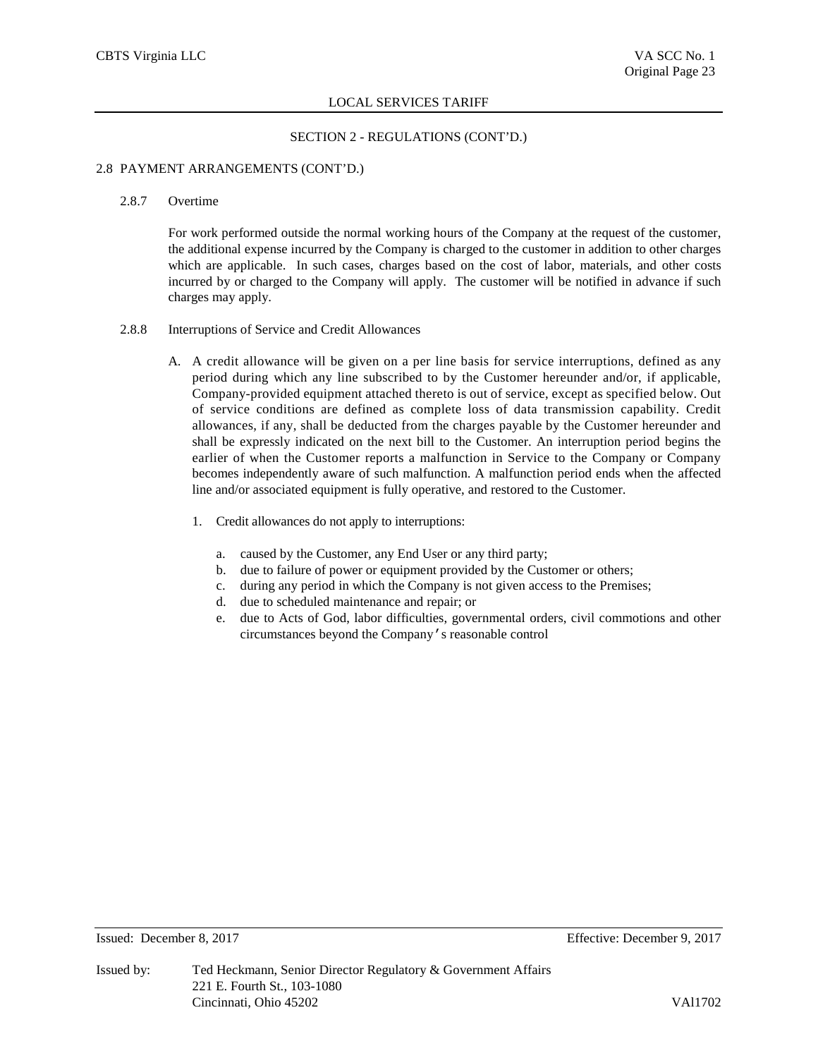## SECTION 2 - REGULATIONS (CONT'D.)

### 2.8 PAYMENT ARRANGEMENTS (CONT'D.)

#### 2.8.7 Overtime

For work performed outside the normal working hours of the Company at the request of the customer, the additional expense incurred by the Company is charged to the customer in addition to other charges which are applicable. In such cases, charges based on the cost of labor, materials, and other costs incurred by or charged to the Company will apply. The customer will be notified in advance if such charges may apply.

#### 2.8.8 Interruptions of Service and Credit Allowances

A. A credit allowance will be given on a per line basis for service interruptions, defined as any period during which any line subscribed to by the Customer hereunder and/or, if applicable, Company-provided equipment attached thereto is out of service, except as specified below. Out of service conditions are defined as complete loss of data transmission capability. Credit allowances, if any, shall be deducted from the charges payable by the Customer hereunder and shall be expressly indicated on the next bill to the Customer. An interruption period begins the earlier of when the Customer reports a malfunction in Service to the Company or Company becomes independently aware of such malfunction. A malfunction period ends when the affected line and/or associated equipment is fully operative, and restored to the Customer.

1. Credit allowances do not apply to interruptions:

   a. caused by the Customer, any End User or any third party;
   b. due to failure of power or equipment provided by the Customer or others;
   c. during any period in which the Company is not given access to the Premises;
   d. due to scheduled maintenance and repair; or
   e. due to Acts of God, labor difficulties, governmental orders, civil commotions and other circumstances beyond the Company's reasonable control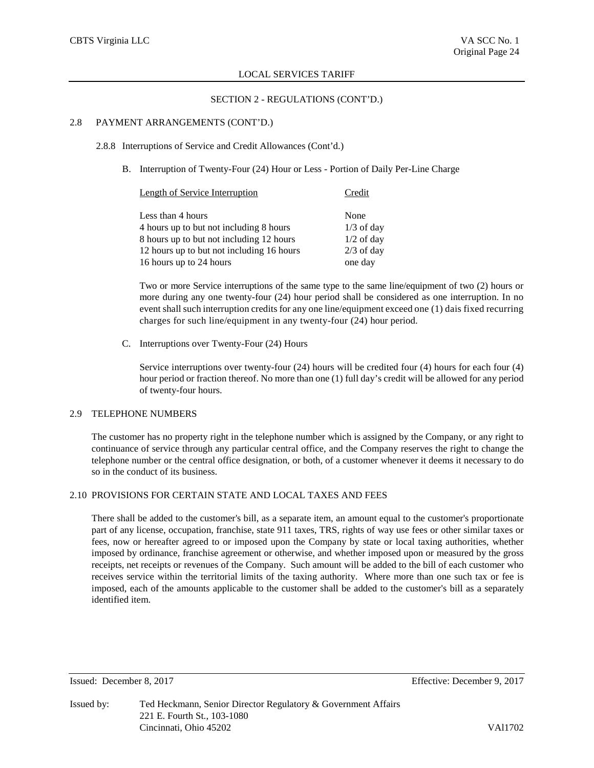## SECTION 2 - REGULATIONS (CONT'D.)

### 2.8 PAYMENT ARRANGEMENTS (CONT'D.)

#### 2.8.8 Interruptions of Service and Credit Allowances (Cont'd.)

B. Interruption of Twenty-Four (24) Hour or Less - Portion of Daily Per-Line Charge

| Length of Service Interruption | Credit |
|---|---|
| Less than 4 hours | None |
| 4 hours up to but not including 8 hours | 1/3 of day |
| 8 hours up to but not including 12 hours | 1/2 of day |
| 12 hours up to but not including 16 hours | 2/3 of day |
| 16 hours up to 24 hours | one day |

Two or more Service interruptions of the same type to the same line/equipment of two (2) hours or more during any one twenty-four (24) hour period shall be considered as one interruption. In no event shall such interruption credits for any one line/equipment exceed one (1) dais fixed recurring charges for such line/equipment in any twenty-four (24) hour period.

C. Interruptions over Twenty-Four (24) Hours

Service interruptions over twenty-four (24) hours will be credited four (4) hours for each four (4) hour period or fraction thereof. No more than one (1) full day's credit will be allowed for any period of twenty-four hours.

### 2.9 TELEPHONE NUMBERS

The customer has no property right in the telephone number which is assigned by the Company, or any right to continuance of service through any particular central office, and the Company reserves the right to change the telephone number or the central office designation, or both, of a customer whenever it deems it necessary to do so in the conduct of its business.

### 2.10 PROVISIONS FOR CERTAIN STATE AND LOCAL TAXES AND FEES

There shall be added to the customer's bill, as a separate item, an amount equal to the customer's proportionate part of any license, occupation, franchise, state 911 taxes, TRS, rights of way use fees or other similar taxes or fees, now or hereafter agreed to or imposed upon the Company by state or local taxing authorities, whether imposed by ordinance, franchise agreement or otherwise, and whether imposed upon or measured by the gross receipts, net receipts or revenues of the Company. Such amount will be added to the bill of each customer who receives service within the territorial limits of the taxing authority. Where more than one such tax or fee is imposed, each of the amounts applicable to the customer shall be added to the customer's bill as a separately identified item.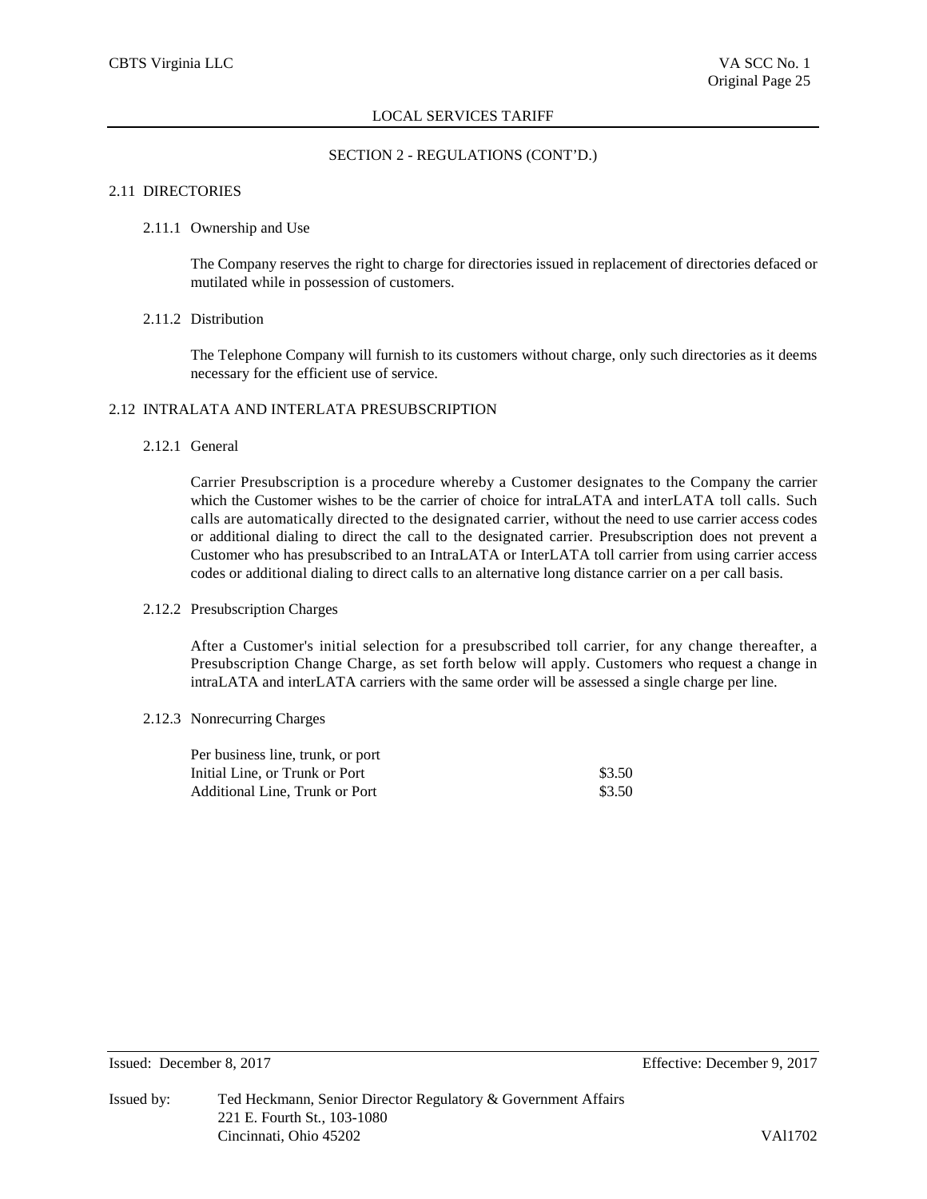LOCAL SERVICES TARIFF

SECTION 2 - REGULATIONS (CONT'D.)

## 2.11 DIRECTORIES

### 2.11.1 Ownership and Use

The Company reserves the right to charge for directories issued in replacement of directories defaced or mutilated while in possession of customers.

### 2.11.2 Distribution

The Telephone Company will furnish to its customers without charge, only such directories as it deems necessary for the efficient use of service.

## 2.12 INTRALATA AND INTERLATA PRESUBSCRIPTION

### 2.12.1 General

Carrier Presubscription is a procedure whereby a Customer designates to the Company the carrier which the Customer wishes to be the carrier of choice for intraLATA and interLATA toll calls. Such calls are automatically directed to the designated carrier, without the need to use carrier access codes or additional dialing to direct the call to the designated carrier. Presubscription does not prevent a Customer who has presubscribed to an IntraLATA or InterLATA toll carrier from using carrier access codes or additional dialing to direct calls to an alternative long distance carrier on a per call basis.

### 2.12.2 Presubscription Charges

After a Customer's initial selection for a presubscribed toll carrier, for any change thereafter, a Presubscription Change Charge, as set forth below will apply. Customers who request a change in intraLATA and interLATA carriers with the same order will be assessed a single charge per line.

### 2.12.3 Nonrecurring Charges

| Per business line, trunk, or port | |
|---|---|
| Initial Line, or Trunk or Port | \$3.50 |
| Additional Line, Trunk or Port | \$3.50 |

Issued: December 8, 2017 Effective: December 9, 2017

Issued by: Ted Heckmann, Senior Director Regulatory & Government Affairs
221 E. Fourth St., 103-1080
Cincinnati, Ohio 45202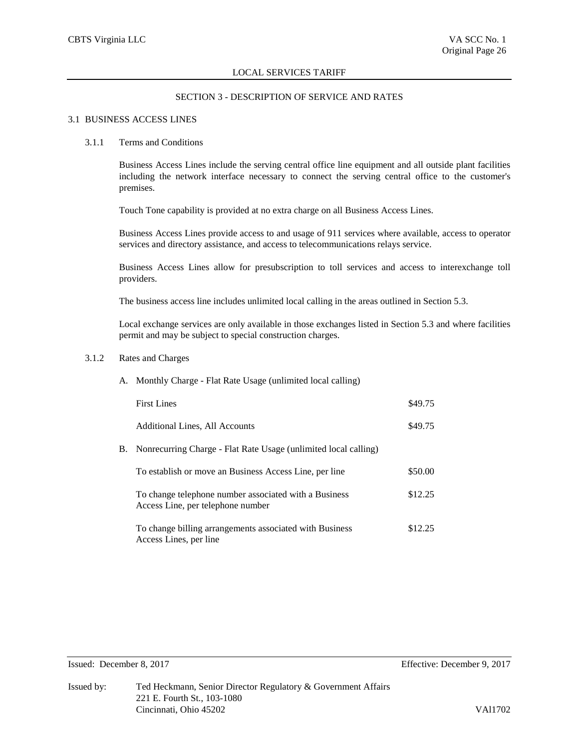## SECTION 3 - DESCRIPTION OF SERVICE AND RATES

### 3.1 BUSINESS ACCESS LINES

#### 3.1.1 Terms and Conditions

Business Access Lines include the serving central office line equipment and all outside plant facilities including the network interface necessary to connect the serving central office to the customer's premises.

Touch Tone capability is provided at no extra charge on all Business Access Lines.

Business Access Lines provide access to and usage of 911 services where available, access to operator services and directory assistance, and access to telecommunications relays service.

Business Access Lines allow for presubscription to toll services and access to interexchange toll providers.

The business access line includes unlimited local calling in the areas outlined in Section 5.3.

Local exchange services are only available in those exchanges listed in Section 5.3 and where facilities permit and may be subject to special construction charges.

#### 3.1.2 Rates and Charges

A. Monthly Charge - Flat Rate Usage (unlimited local calling)

| | |
|---|---|
| First Lines | $49.75 |
| Additional Lines, All Accounts | $49.75 |

B. Nonrecurring Charge - Flat Rate Usage (unlimited local calling)

| | |
|---|---|
| To establish or move an Business Access Line, per line | $50.00 |
| To change telephone number associated with a Business Access Line, per telephone number | $12.25 |
| To change billing arrangements associated with Business Access Lines, per line | $12.25 |

Issued: December 8, 2017 Effective: December 9, 2017

Issued by: Ted Heckmann, Senior Director Regulatory & Government Affairs
221 E. Fourth St., 103-1080
Cincinnati, Ohio 45202

VAl1702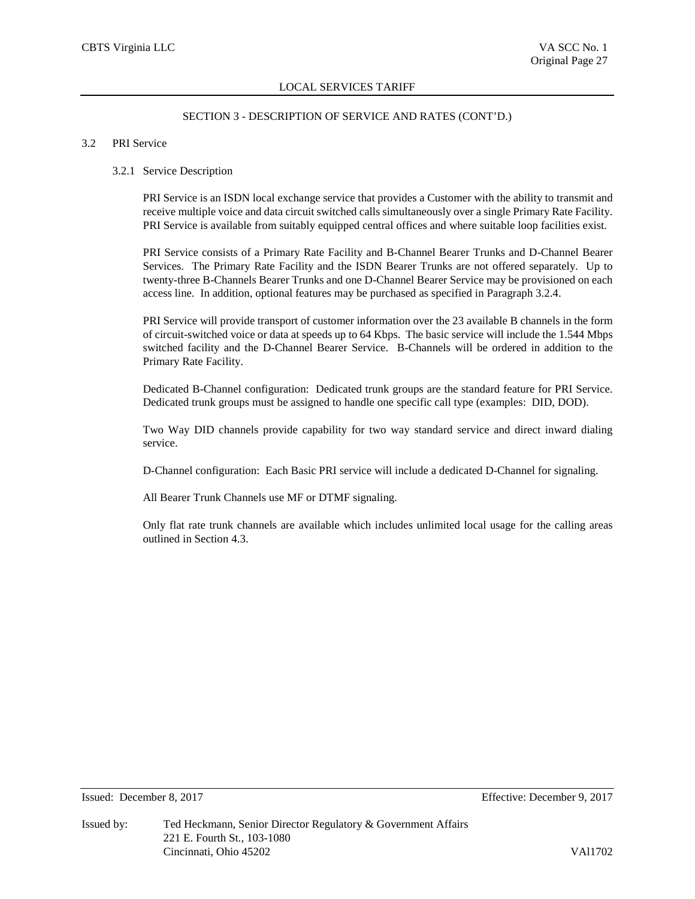SECTION 3 - DESCRIPTION OF SERVICE AND RATES (CONT'D.)

## 3.2 PRI Service

### 3.2.1 Service Description

PRI Service is an ISDN local exchange service that provides a Customer with the ability to transmit and receive multiple voice and data circuit switched calls simultaneously over a single Primary Rate Facility. PRI Service is available from suitably equipped central offices and where suitable loop facilities exist.

PRI Service consists of a Primary Rate Facility and B-Channel Bearer Trunks and D-Channel Bearer Services. The Primary Rate Facility and the ISDN Bearer Trunks are not offered separately. Up to twenty-three B-Channels Bearer Trunks and one D-Channel Bearer Service may be provisioned on each access line. In addition, optional features may be purchased as specified in Paragraph 3.2.4.

PRI Service will provide transport of customer information over the 23 available B channels in the form of circuit-switched voice or data at speeds up to 64 Kbps. The basic service will include the 1.544 Mbps switched facility and the D-Channel Bearer Service. B-Channels will be ordered in addition to the Primary Rate Facility.

Dedicated B-Channel configuration: Dedicated trunk groups are the standard feature for PRI Service. Dedicated trunk groups must be assigned to handle one specific call type (examples: DID, DOD).

Two Way DID channels provide capability for two way standard service and direct inward dialing service.

D-Channel configuration: Each Basic PRI service will include a dedicated D-Channel for signaling.

All Bearer Trunk Channels use MF or DTMF signaling.

Only flat rate trunk channels are available which includes unlimited local usage for the calling areas outlined in Section 4.3.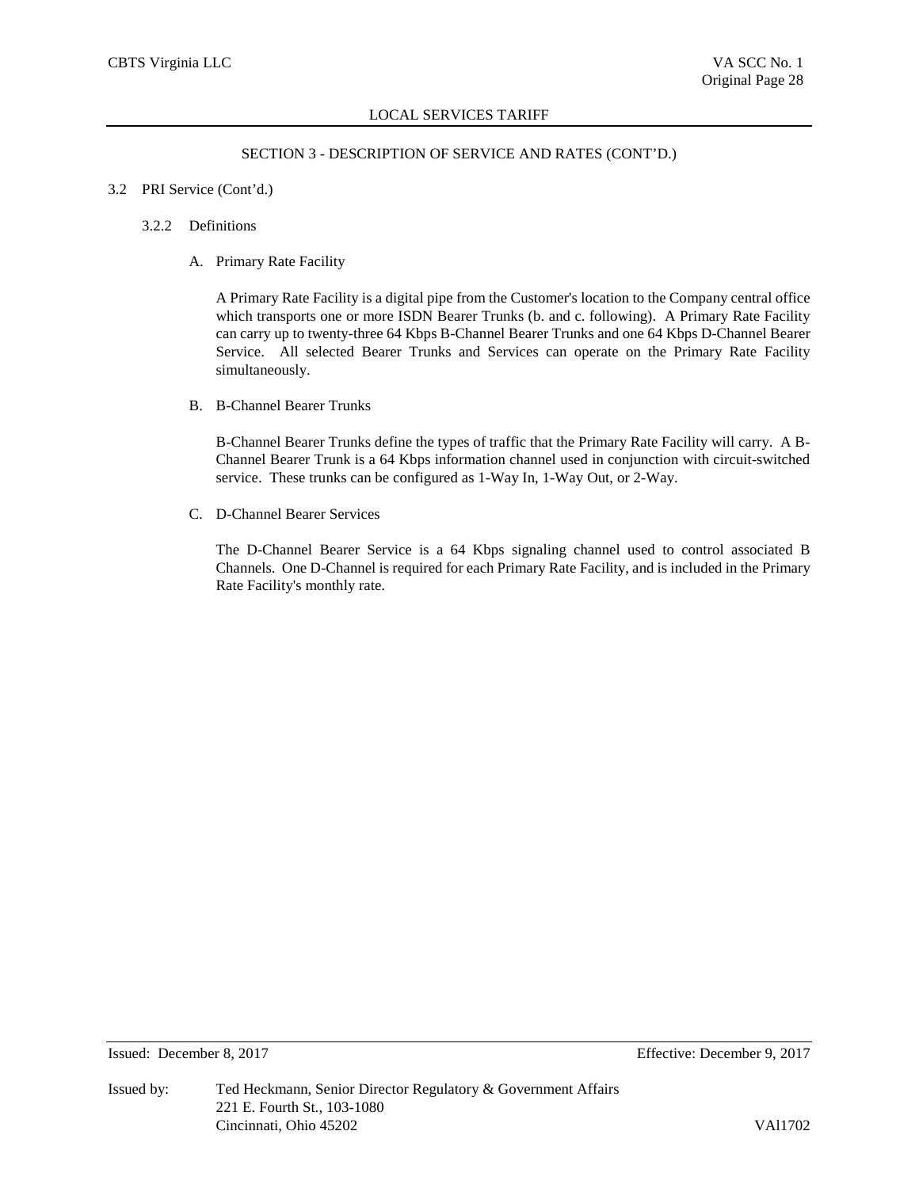## SECTION 3 - DESCRIPTION OF SERVICE AND RATES (CONT'D.)

### 3.2 PRI Service (Cont'd.)

#### 3.2.2 Definitions

A. Primary Rate Facility

A Primary Rate Facility is a digital pipe from the Customer's location to the Company central office which transports one or more ISDN Bearer Trunks (b. and c. following). A Primary Rate Facility can carry up to twenty-three 64 Kbps B-Channel Bearer Trunks and one 64 Kbps D-Channel Bearer Service. All selected Bearer Trunks and Services can operate on the Primary Rate Facility simultaneously.

B. B-Channel Bearer Trunks

B-Channel Bearer Trunks define the types of traffic that the Primary Rate Facility will carry. A B-Channel Bearer Trunk is a 64 Kbps information channel used in conjunction with circuit-switched service. These trunks can be configured as 1-Way In, 1-Way Out, or 2-Way.

C. D-Channel Bearer Services

The D-Channel Bearer Service is a 64 Kbps signaling channel used to control associated B Channels. One D-Channel is required for each Primary Rate Facility, and is included in the Primary Rate Facility's monthly rate.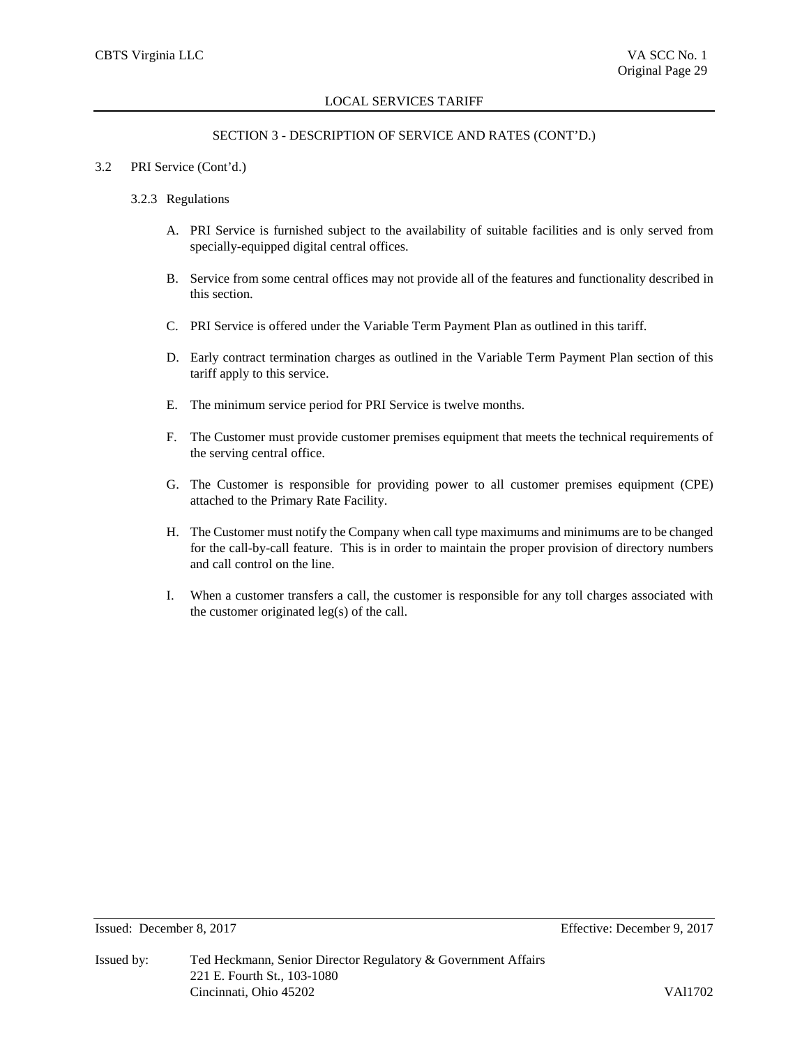SECTION 3 - DESCRIPTION OF SERVICE AND RATES (CONT'D.)

3.2 PRI Service (Cont'd.)

3.2.3 Regulations

A. PRI Service is furnished subject to the availability of suitable facilities and is only served from specially-equipped digital central offices.

B. Service from some central offices may not provide all of the features and functionality described in this section.

C. PRI Service is offered under the Variable Term Payment Plan as outlined in this tariff.

D. Early contract termination charges as outlined in the Variable Term Payment Plan section of this tariff apply to this service.

E. The minimum service period for PRI Service is twelve months.

F. The Customer must provide customer premises equipment that meets the technical requirements of the serving central office.

G. The Customer is responsible for providing power to all customer premises equipment (CPE) attached to the Primary Rate Facility.

H. The Customer must notify the Company when call type maximums and minimums are to be changed for the call-by-call feature. This is in order to maintain the proper provision of directory numbers and call control on the line.

I. When a customer transfers a call, the customer is responsible for any toll charges associated with the customer originated leg(s) of the call.

Issued: December 8, 2017 Effective: December 9, 2017

Issued by: Ted Heckmann, Senior Director Regulatory & Government Affairs
221 E. Fourth St., 103-1080
Cincinnati, Ohio 45202 VAl1702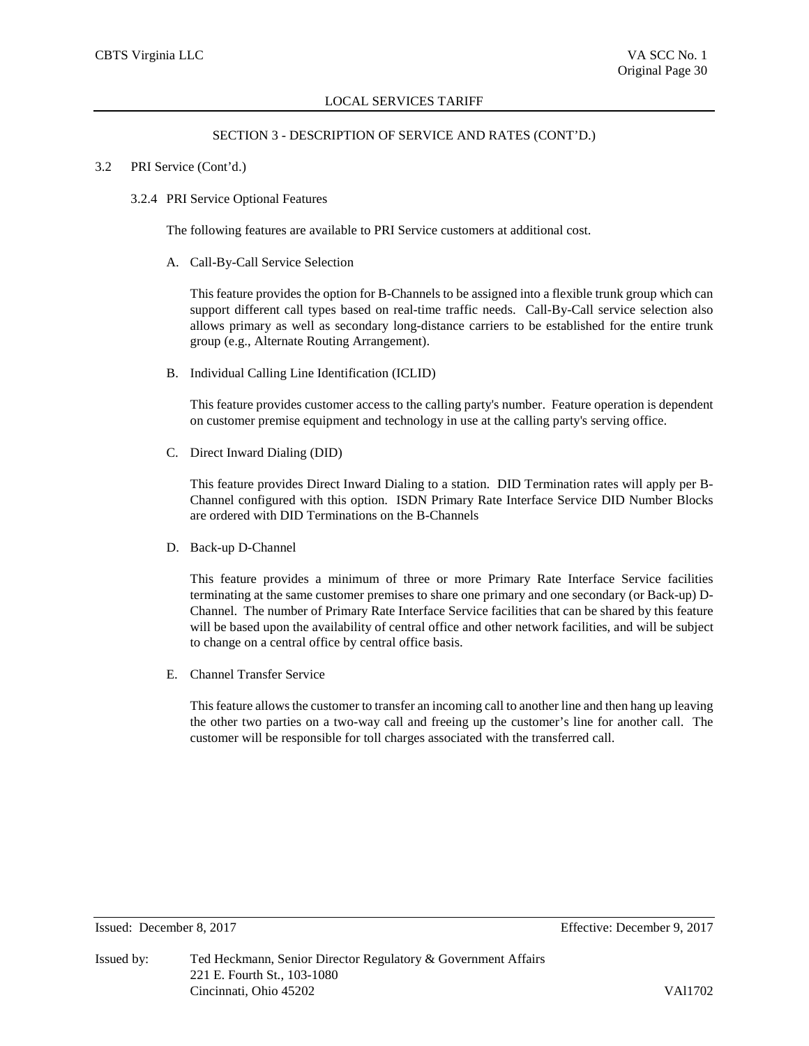SECTION 3 - DESCRIPTION OF SERVICE AND RATES (CONT'D.)

3.2 PRI Service (Cont'd.)

3.2.4 PRI Service Optional Features

The following features are available to PRI Service customers at additional cost.

A. Call-By-Call Service Selection

This feature provides the option for B-Channels to be assigned into a flexible trunk group which can support different call types based on real-time traffic needs. Call-By-Call service selection also allows primary as well as secondary long-distance carriers to be established for the entire trunk group (e.g., Alternate Routing Arrangement).

B. Individual Calling Line Identification (ICLID)

This feature provides customer access to the calling party's number. Feature operation is dependent on customer premise equipment and technology in use at the calling party's serving office.

C. Direct Inward Dialing (DID)

This feature provides Direct Inward Dialing to a station. DID Termination rates will apply per B-Channel configured with this option. ISDN Primary Rate Interface Service DID Number Blocks are ordered with DID Terminations on the B-Channels

D. Back-up D-Channel

This feature provides a minimum of three or more Primary Rate Interface Service facilities terminating at the same customer premises to share one primary and one secondary (or Back-up) D-Channel. The number of Primary Rate Interface Service facilities that can be shared by this feature will be based upon the availability of central office and other network facilities, and will be subject to change on a central office by central office basis.

E. Channel Transfer Service

This feature allows the customer to transfer an incoming call to another line and then hang up leaving the other two parties on a two-way call and freeing up the customer's line for another call. The customer will be responsible for toll charges associated with the transferred call.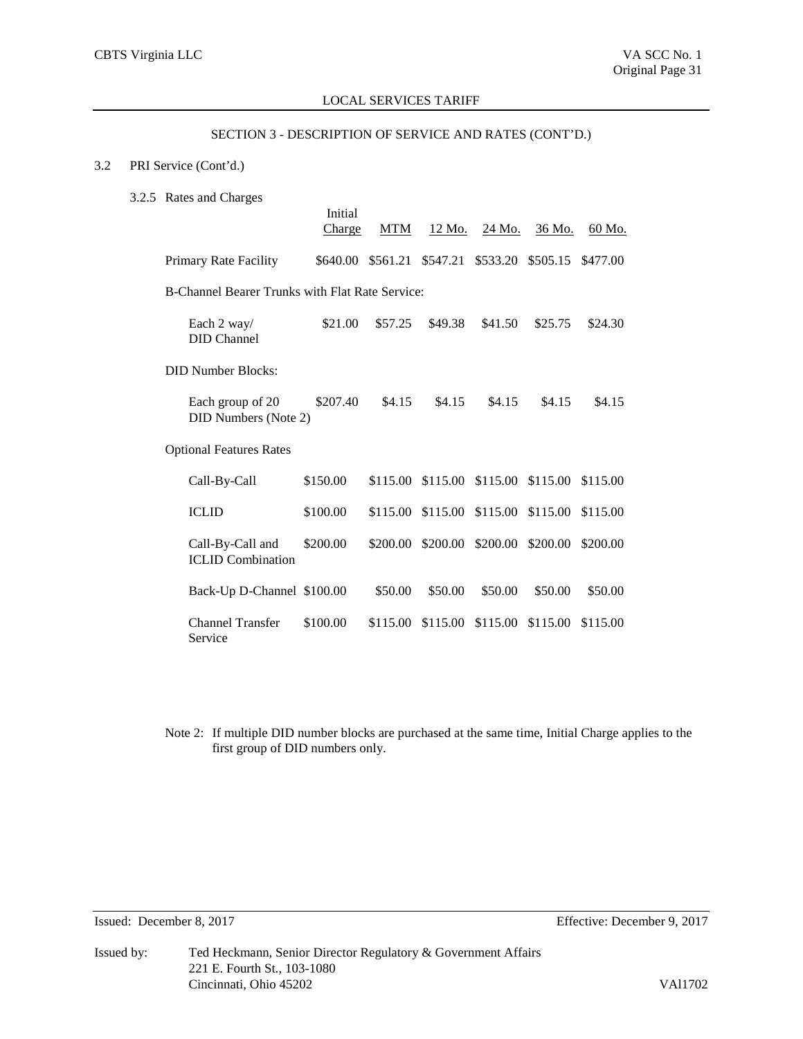LOCAL SERVICES TARIFF

SECTION 3 - DESCRIPTION OF SERVICE AND RATES (CONT'D.)

3.2 PRI Service (Cont'd.)

3.2.5 Rates and Charges

| | Initial Charge | MTM | 12 Mo. | 24 Mo. | 36 Mo. | 60 Mo. |
|---|---|---|---|---|---|---|
| Primary Rate Facility | $640.00 | $561.21 | $547.21 | $533.20 | $505.15 | $477.00 |
| B-Channel Bearer Trunks with Flat Rate Service: | | | | | | |
| Each 2 way/ DID Channel | $21.00 | $57.25 | $49.38 | $41.50 | $25.75 | $24.30 |
| DID Number Blocks: | | | | | | |
| Each group of 20 DID Numbers (Note 2) | $207.40 | $4.15 | $4.15 | $4.15 | $4.15 | $4.15 |
| Optional Features Rates | | | | | | |
| Call-By-Call | $150.00 | $115.00 | $115.00 | $115.00 | $115.00 | $115.00 |
| ICLID | $100.00 | $115.00 | $115.00 | $115.00 | $115.00 | $115.00 |
| Call-By-Call and ICLID Combination | $200.00 | $200.00 | $200.00 | $200.00 | $200.00 | $200.00 |
| Back-Up D-Channel | $100.00 | $50.00 | $50.00 | $50.00 | $50.00 | $50.00 |
| Channel Transfer Service | $100.00 | $115.00 | $115.00 | $115.00 | $115.00 | $115.00 |

Note 2: If multiple DID number blocks are purchased at the same time, Initial Charge applies to the first group of DID numbers only.

Issued: December 8, 2017 Effective: December 9, 2017

Issued by: Ted Heckmann, Senior Director Regulatory & Government Affairs
221 E. Fourth St., 103-1080
Cincinnati, Ohio 45202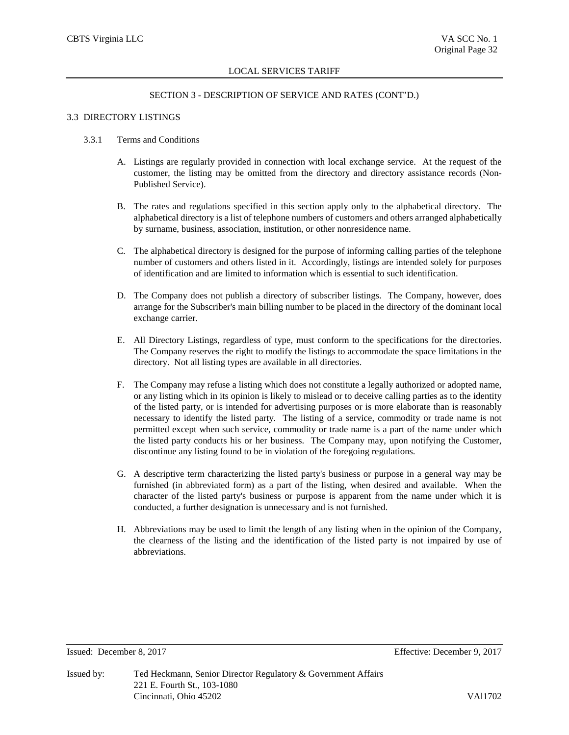## SECTION 3 - DESCRIPTION OF SERVICE AND RATES (CONT'D.)

### 3.3 DIRECTORY LISTINGS

#### 3.3.1 Terms and Conditions

A. Listings are regularly provided in connection with local exchange service. At the request of the customer, the listing may be omitted from the directory and directory assistance records (Non-Published Service).

B. The rates and regulations specified in this section apply only to the alphabetical directory. The alphabetical directory is a list of telephone numbers of customers and others arranged alphabetically by surname, business, association, institution, or other nonresidence name.

C. The alphabetical directory is designed for the purpose of informing calling parties of the telephone number of customers and others listed in it. Accordingly, listings are intended solely for purposes of identification and are limited to information which is essential to such identification.

D. The Company does not publish a directory of subscriber listings. The Company, however, does arrange for the Subscriber's main billing number to be placed in the directory of the dominant local exchange carrier.

E. All Directory Listings, regardless of type, must conform to the specifications for the directories. The Company reserves the right to modify the listings to accommodate the space limitations in the directory. Not all listing types are available in all directories.

F. The Company may refuse a listing which does not constitute a legally authorized or adopted name, or any listing which in its opinion is likely to mislead or to deceive calling parties as to the identity of the listed party, or is intended for advertising purposes or is more elaborate than is reasonably necessary to identify the listed party. The listing of a service, commodity or trade name is not permitted except when such service, commodity or trade name is a part of the name under which the listed party conducts his or her business. The Company may, upon notifying the Customer, discontinue any listing found to be in violation of the foregoing regulations.

G. A descriptive term characterizing the listed party's business or purpose in a general way may be furnished (in abbreviated form) as a part of the listing, when desired and available. When the character of the listed party's business or purpose is apparent from the name under which it is conducted, a further designation is unnecessary and is not furnished.

H. Abbreviations may be used to limit the length of any listing when in the opinion of the Company, the clearness of the listing and the identification of the listed party is not impaired by use of abbreviations.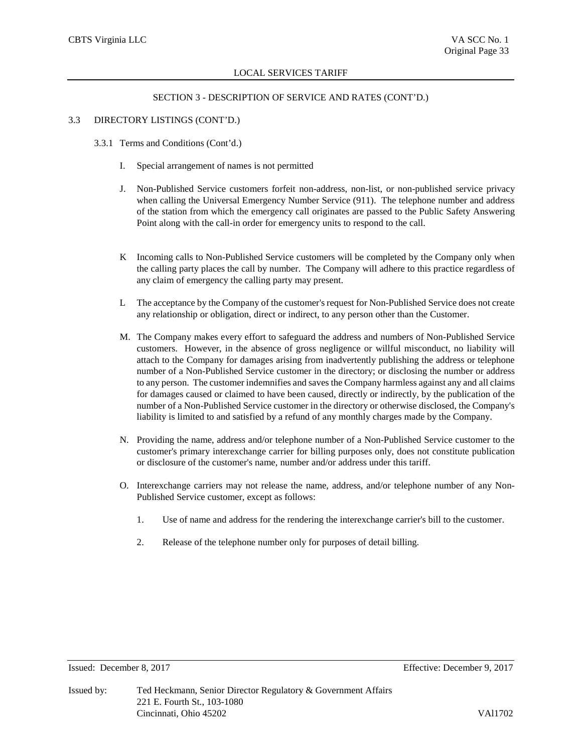SECTION 3 - DESCRIPTION OF SERVICE AND RATES (CONT'D.)

3.3 DIRECTORY LISTINGS (CONT'D.)

3.3.1 Terms and Conditions (Cont'd.)

I. Special arrangement of names is not permitted

J. Non-Published Service customers forfeit non-address, non-list, or non-published service privacy when calling the Universal Emergency Number Service (911). The telephone number and address of the station from which the emergency call originates are passed to the Public Safety Answering Point along with the call-in order for emergency units to respond to the call.

K Incoming calls to Non-Published Service customers will be completed by the Company only when the calling party places the call by number. The Company will adhere to this practice regardless of any claim of emergency the calling party may present.

L The acceptance by the Company of the customer's request for Non-Published Service does not create any relationship or obligation, direct or indirect, to any person other than the Customer.

M. The Company makes every effort to safeguard the address and numbers of Non-Published Service customers. However, in the absence of gross negligence or willful misconduct, no liability will attach to the Company for damages arising from inadvertently publishing the address or telephone number of a Non-Published Service customer in the directory; or disclosing the number or address to any person. The customer indemnifies and saves the Company harmless against any and all claims for damages caused or claimed to have been caused, directly or indirectly, by the publication of the number of a Non-Published Service customer in the directory or otherwise disclosed, the Company's liability is limited to and satisfied by a refund of any monthly charges made by the Company.

N. Providing the name, address and/or telephone number of a Non-Published Service customer to the customer's primary interexchange carrier for billing purposes only, does not constitute publication or disclosure of the customer's name, number and/or address under this tariff.

O. Interexchange carriers may not release the name, address, and/or telephone number of any Non-Published Service customer, except as follows:

1. Use of name and address for the rendering the interexchange carrier's bill to the customer.

2. Release of the telephone number only for purposes of detail billing.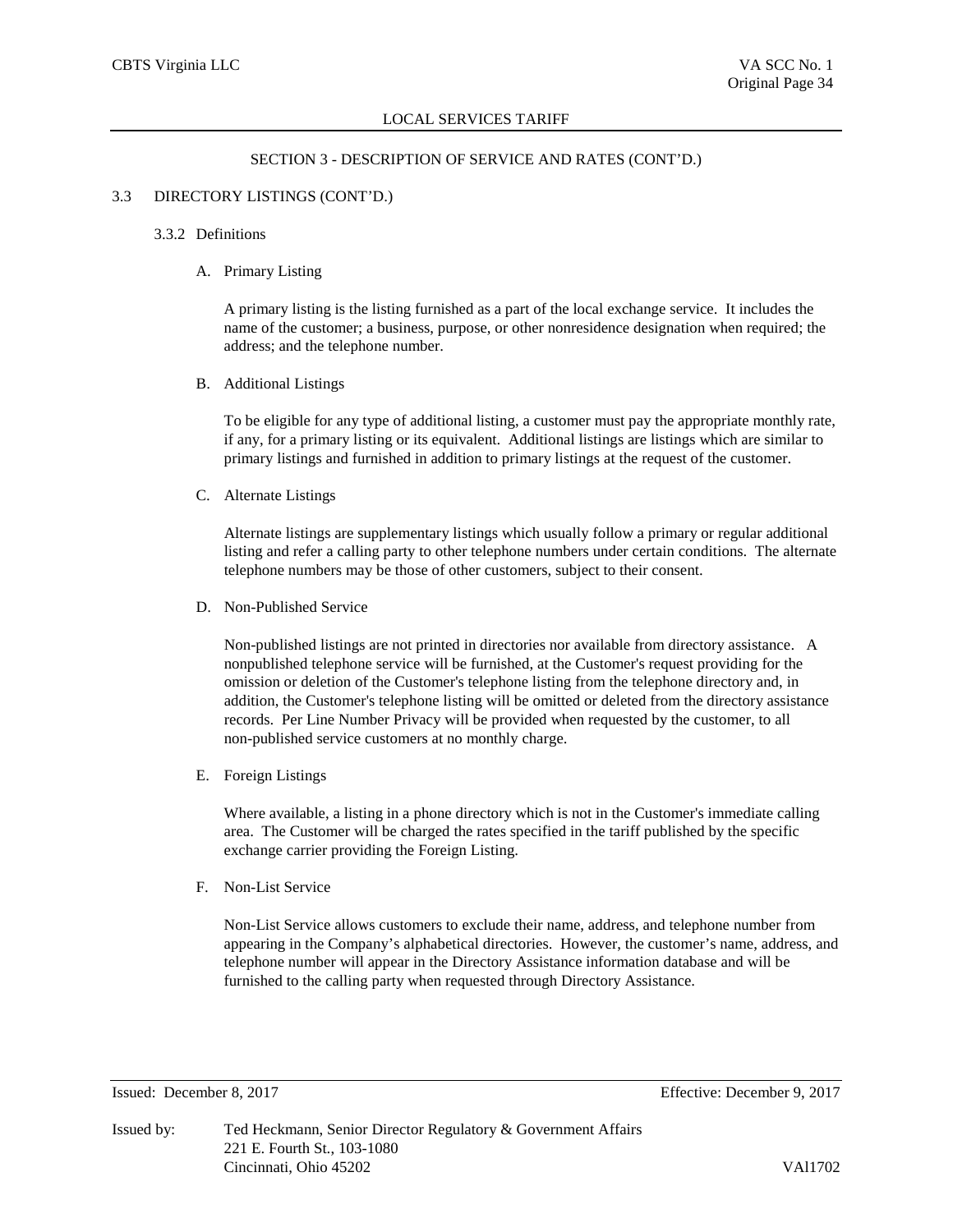## SECTION 3 - DESCRIPTION OF SERVICE AND RATES (CONT'D.)

### 3.3 DIRECTORY LISTINGS (CONT'D.)

#### 3.3.2 Definitions

A. Primary Listing

A primary listing is the listing furnished as a part of the local exchange service. It includes the name of the customer; a business, purpose, or other nonresidence designation when required; the address; and the telephone number.

B. Additional Listings

To be eligible for any type of additional listing, a customer must pay the appropriate monthly rate, if any, for a primary listing or its equivalent. Additional listings are listings which are similar to primary listings and furnished in addition to primary listings at the request of the customer.

C. Alternate Listings

Alternate listings are supplementary listings which usually follow a primary or regular additional listing and refer a calling party to other telephone numbers under certain conditions. The alternate telephone numbers may be those of other customers, subject to their consent.

D. Non-Published Service

Non-published listings are not printed in directories nor available from directory assistance. A nonpublished telephone service will be furnished, at the Customer's request providing for the omission or deletion of the Customer's telephone listing from the telephone directory and, in addition, the Customer's telephone listing will be omitted or deleted from the directory assistance records. Per Line Number Privacy will be provided when requested by the customer, to all non-published service customers at no monthly charge.

E. Foreign Listings

Where available, a listing in a phone directory which is not in the Customer's immediate calling area. The Customer will be charged the rates specified in the tariff published by the specific exchange carrier providing the Foreign Listing.

F. Non-List Service

Non-List Service allows customers to exclude their name, address, and telephone number from appearing in the Company's alphabetical directories. However, the customer's name, address, and telephone number will appear in the Directory Assistance information database and will be furnished to the calling party when requested through Directory Assistance.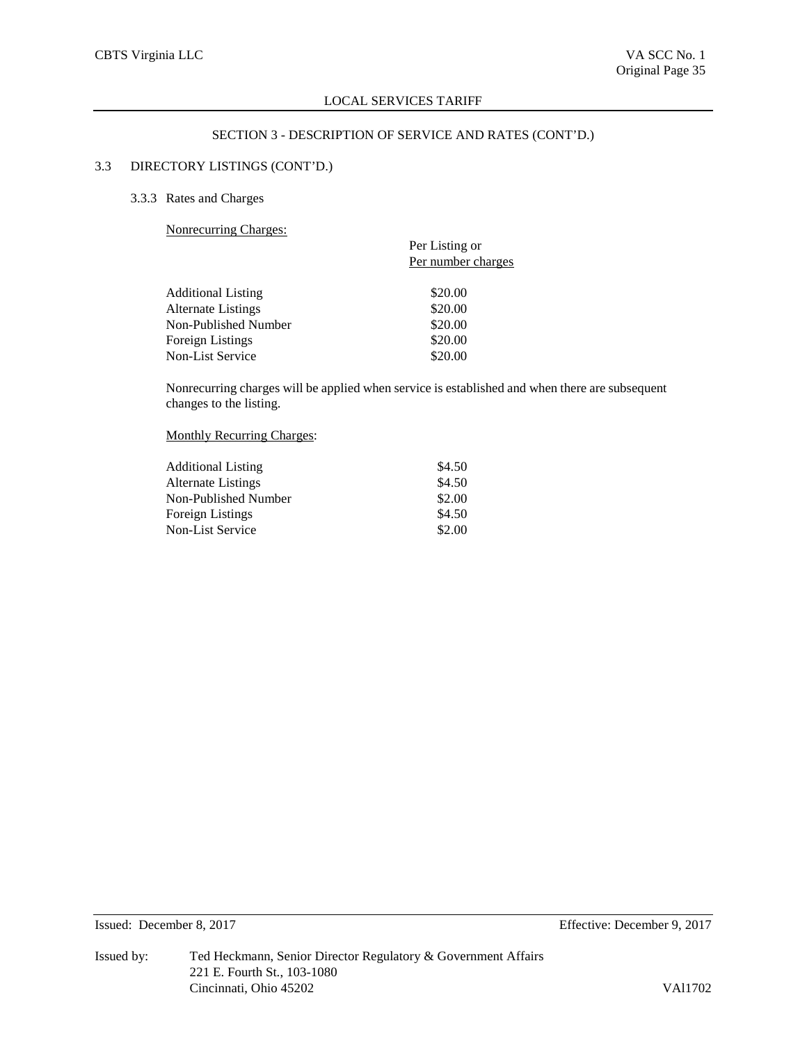## SECTION 3 - DESCRIPTION OF SERVICE AND RATES (CONT'D.)

### 3.3 DIRECTORY LISTINGS (CONT'D.)

#### 3.3.3 Rates and Charges

Nonrecurring Charges:

| | Per Listing or Per number charges |
|---|---|
| Additional Listing | $20.00 |
| Alternate Listings | $20.00 |
| Non-Published Number | $20.00 |
| Foreign Listings | $20.00 |
| Non-List Service | $20.00 |

Nonrecurring charges will be applied when service is established and when there are subsequent changes to the listing.

Monthly Recurring Charges:

| | |
|---|---|
| Additional Listing | $4.50 |
| Alternate Listings | $4.50 |
| Non-Published Number | $2.00 |
| Foreign Listings | $4.50 |
| Non-List Service | $2.00 |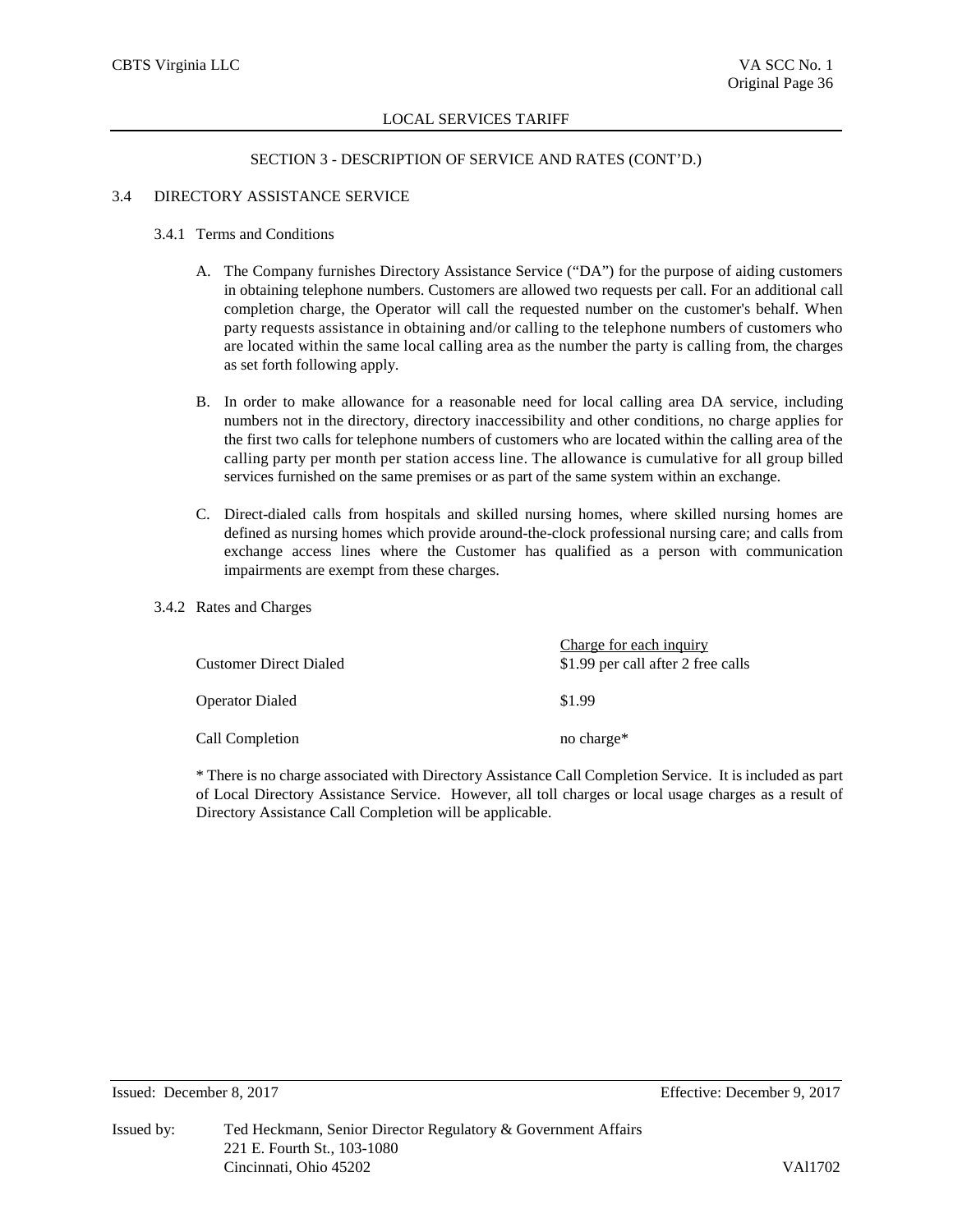## SECTION 3 - DESCRIPTION OF SERVICE AND RATES (CONT'D.)

### 3.4 DIRECTORY ASSISTANCE SERVICE

#### 3.4.1 Terms and Conditions

A. The Company furnishes Directory Assistance Service ("DA") for the purpose of aiding customers in obtaining telephone numbers. Customers are allowed two requests per call. For an additional call completion charge, the Operator will call the requested number on the customer's behalf. When party requests assistance in obtaining and/or calling to the telephone numbers of customers who are located within the same local calling area as the number the party is calling from, the charges as set forth following apply.

B. In order to make allowance for a reasonable need for local calling area DA service, including numbers not in the directory, directory inaccessibility and other conditions, no charge applies for the first two calls for telephone numbers of customers who are located within the calling area of the calling party per month per station access line. The allowance is cumulative for all group billed services furnished on the same premises or as part of the same system within an exchange.

C. Direct-dialed calls from hospitals and skilled nursing homes, where skilled nursing homes are defined as nursing homes which provide around-the-clock professional nursing care; and calls from exchange access lines where the Customer has qualified as a person with communication impairments are exempt from these charges.

#### 3.4.2 Rates and Charges

| | Charge for each inquiry |
|---|---|
| Customer Direct Dialed | $1.99 per call after 2 free calls |
| Operator Dialed | $1.99 |
| Call Completion | no charge* |

* There is no charge associated with Directory Assistance Call Completion Service. It is included as part of Local Directory Assistance Service. However, all toll charges or local usage charges as a result of Directory Assistance Call Completion will be applicable.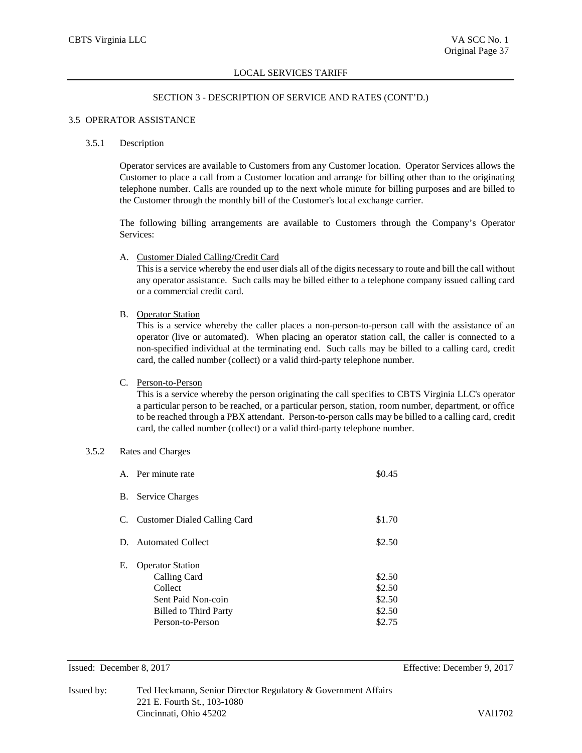## SECTION 3 - DESCRIPTION OF SERVICE AND RATES (CONT'D.)

### 3.5 OPERATOR ASSISTANCE

#### 3.5.1 Description

Operator services are available to Customers from any Customer location. Operator Services allows the Customer to place a call from a Customer location and arrange for billing other than to the originating telephone number. Calls are rounded up to the next whole minute for billing purposes and are billed to the Customer through the monthly bill of the Customer's local exchange carrier.

The following billing arrangements are available to Customers through the Company's Operator Services:

A. <u>Customer Dialed Calling/Credit Card</u>
This is a service whereby the end user dials all of the digits necessary to route and bill the call without any operator assistance. Such calls may be billed either to a telephone company issued calling card or a commercial credit card.

B. <u>Operator Station</u>
This is a service whereby the caller places a non-person-to-person call with the assistance of an operator (live or automated). When placing an operator station call, the caller is connected to a non-specified individual at the terminating end. Such calls may be billed to a calling card, credit card, the called number (collect) or a valid third-party telephone number.

C. <u>Person-to-Person</u>
This is a service whereby the person originating the call specifies to CBTS Virginia LLC's operator a particular person to be reached, or a particular person, station, room number, department, or office to be reached through a PBX attendant. Person-to-person calls may be billed to a calling card, credit card, the called number (collect) or a valid third-party telephone number.

#### 3.5.2 Rates and Charges

| | |
|---|---|
| A. Per minute rate | \$0.45 |
| B. Service Charges | |
| C. Customer Dialed Calling Card | \$1.70 |
| D. Automated Collect | \$2.50 |
| E. Operator Station | |
| Calling Card | \$2.50 |
| Collect | \$2.50 |
| Sent Paid Non-coin | \$2.50 |
| Billed to Third Party | \$2.50 |
| Person-to-Person | \$2.75 |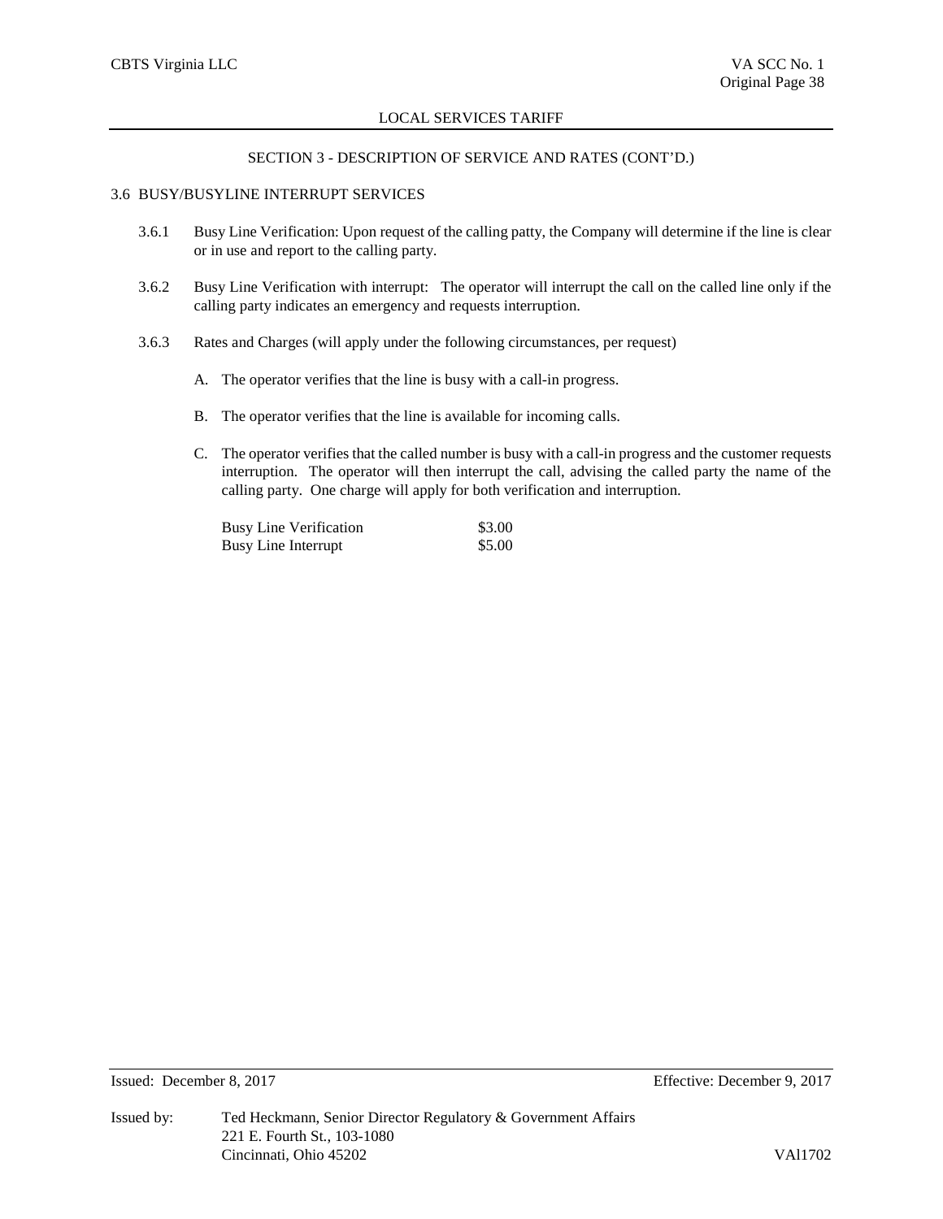## SECTION 3 - DESCRIPTION OF SERVICE AND RATES (CONT'D.)

### 3.6 BUSY/BUSYLINE INTERRUPT SERVICES

3.6.1 Busy Line Verification: Upon request of the calling patty, the Company will determine if the line is clear or in use and report to the calling party.

3.6.2 Busy Line Verification with interrupt: The operator will interrupt the call on the called line only if the calling party indicates an emergency and requests interruption.

3.6.3 Rates and Charges (will apply under the following circumstances, per request)

A. The operator verifies that the line is busy with a call-in progress.

B. The operator verifies that the line is available for incoming calls.

C. The operator verifies that the called number is busy with a call-in progress and the customer requests interruption. The operator will then interrupt the call, advising the called party the name of the calling party. One charge will apply for both verification and interruption.

| | |
|---|---|
| Busy Line Verification | $3.00 |
| Busy Line Interrupt | $5.00 |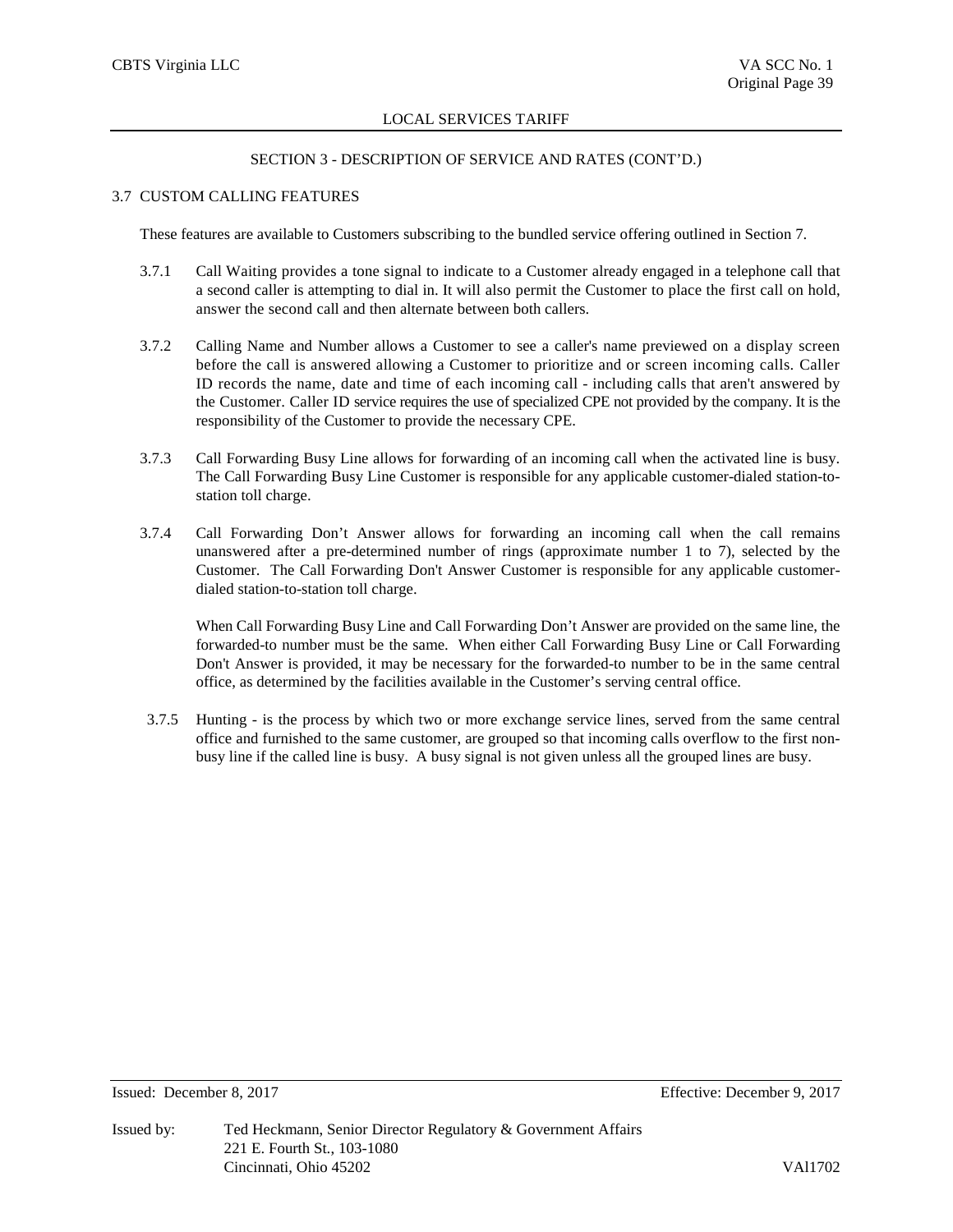## SECTION 3 - DESCRIPTION OF SERVICE AND RATES (CONT'D.)

### 3.7 CUSTOM CALLING FEATURES

These features are available to Customers subscribing to the bundled service offering outlined in Section 7.

3.7.1 Call Waiting provides a tone signal to indicate to a Customer already engaged in a telephone call that a second caller is attempting to dial in. It will also permit the Customer to place the first call on hold, answer the second call and then alternate between both callers.

3.7.2 Calling Name and Number allows a Customer to see a caller's name previewed on a display screen before the call is answered allowing a Customer to prioritize and or screen incoming calls. Caller ID records the name, date and time of each incoming call - including calls that aren't answered by the Customer. Caller ID service requires the use of specialized CPE not provided by the company. It is the responsibility of the Customer to provide the necessary CPE.

3.7.3 Call Forwarding Busy Line allows for forwarding of an incoming call when the activated line is busy. The Call Forwarding Busy Line Customer is responsible for any applicable customer-dialed station-to-station toll charge.

3.7.4 Call Forwarding Don't Answer allows for forwarding an incoming call when the call remains unanswered after a pre-determined number of rings (approximate number 1 to 7), selected by the Customer. The Call Forwarding Don't Answer Customer is responsible for any applicable customer-dialed station-to-station toll charge.

When Call Forwarding Busy Line and Call Forwarding Don't Answer are provided on the same line, the forwarded-to number must be the same. When either Call Forwarding Busy Line or Call Forwarding Don't Answer is provided, it may be necessary for the forwarded-to number to be in the same central office, as determined by the facilities available in the Customer's serving central office.

3.7.5 Hunting - is the process by which two or more exchange service lines, served from the same central office and furnished to the same customer, are grouped so that incoming calls overflow to the first non-busy line if the called line is busy. A busy signal is not given unless all the grouped lines are busy.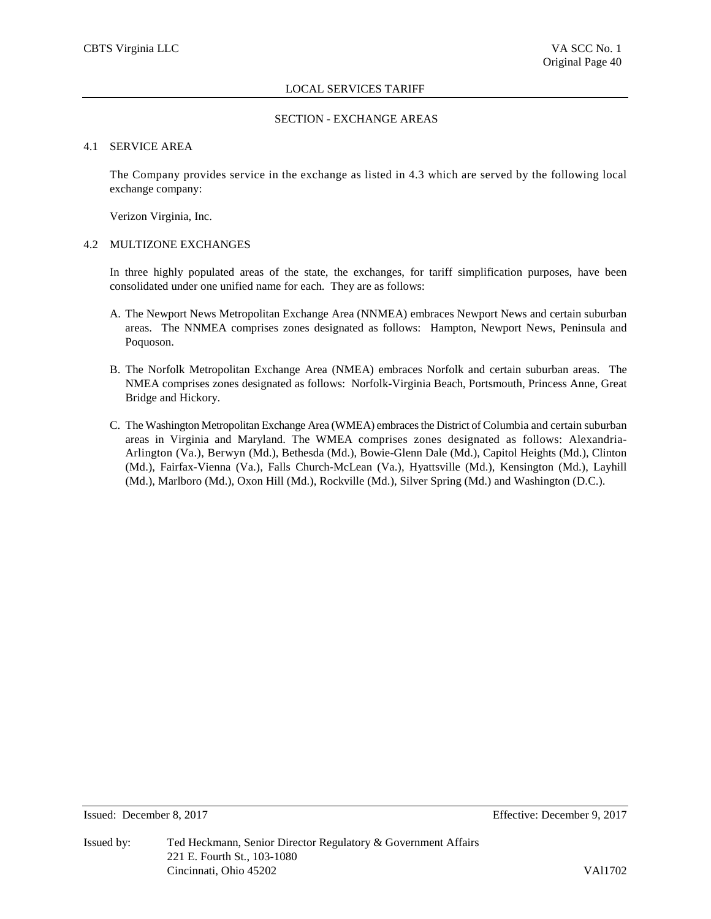## SECTION - EXCHANGE AREAS

### 4.1 SERVICE AREA

The Company provides service in the exchange as listed in 4.3 which are served by the following local exchange company:

Verizon Virginia, Inc.

### 4.2 MULTIZONE EXCHANGES

In three highly populated areas of the state, the exchanges, for tariff simplification purposes, have been consolidated under one unified name for each. They are as follows:

A. The Newport News Metropolitan Exchange Area (NNMEA) embraces Newport News and certain suburban areas. The NNMEA comprises zones designated as follows: Hampton, Newport News, Peninsula and Poquoson.

B. The Norfolk Metropolitan Exchange Area (NMEA) embraces Norfolk and certain suburban areas. The NMEA comprises zones designated as follows: Norfolk-Virginia Beach, Portsmouth, Princess Anne, Great Bridge and Hickory.

C. The Washington Metropolitan Exchange Area (WMEA) embraces the District of Columbia and certain suburban areas in Virginia and Maryland. The WMEA comprises zones designated as follows: Alexandria-Arlington (Va.), Berwyn (Md.), Bethesda (Md.), Bowie-Glenn Dale (Md.), Capitol Heights (Md.), Clinton (Md.), Fairfax-Vienna (Va.), Falls Church-McLean (Va.), Hyattsville (Md.), Kensington (Md.), Layhill (Md.), Marlboro (Md.), Oxon Hill (Md.), Rockville (Md.), Silver Spring (Md.) and Washington (D.C.).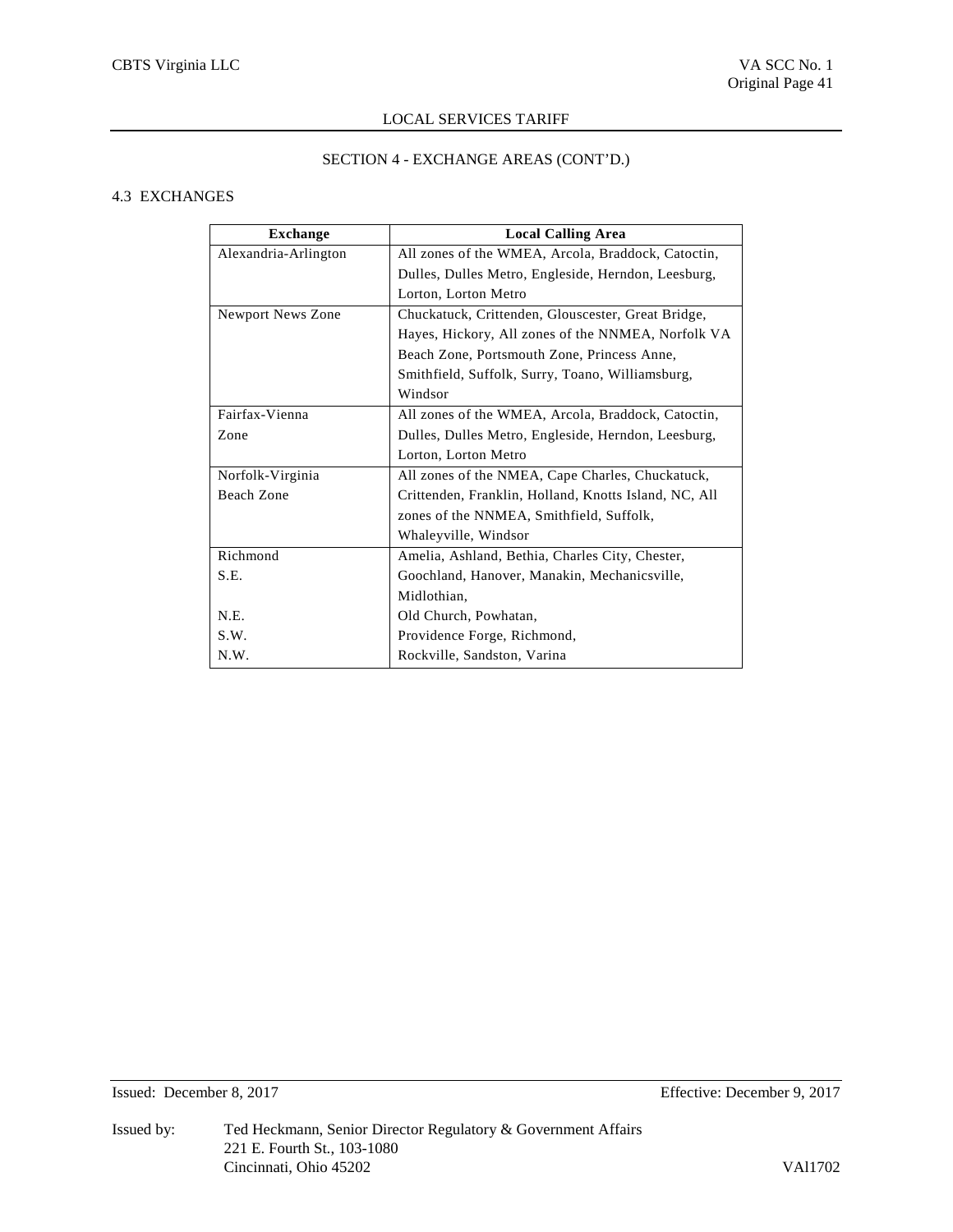## SECTION 4 - EXCHANGE AREAS (CONT'D.)

### 4.3 EXCHANGES

| Exchange | Local Calling Area |
|---|---|
| Alexandria-Arlington | All zones of the WMEA, Arcola, Braddock, Catoctin, Dulles, Dulles Metro, Engleside, Herndon, Leesburg, Lorton, Lorton Metro |
| Newport News Zone | Chuckatuck, Crittenden, Glouscester, Great Bridge, Hayes, Hickory, All zones of the NNMEA, Norfolk VA Beach Zone, Portsmouth Zone, Princess Anne, Smithfield, Suffolk, Surry, Toano, Williamsburg, Windsor |
| Fairfax-Vienna Zone | All zones of the WMEA, Arcola, Braddock, Catoctin, Dulles, Dulles Metro, Engleside, Herndon, Leesburg, Lorton, Lorton Metro |
| Norfolk-Virginia Beach Zone | All zones of the NMEA, Cape Charles, Chuckatuck, Crittenden, Franklin, Holland, Knotts Island, NC, All zones of the NNMEA, Smithfield, Suffolk, Whaleyville, Windsor |
| Richmond<br>S.E.<br><br>N.E.<br>S.W.<br>N.W. | Amelia, Ashland, Bethia, Charles City, Chester, Goochland, Hanover, Manakin, Mechanicsville, Midlothian, Old Church, Powhatan, Providence Forge, Richmond, Rockville, Sandston, Varina |

Issued: December 8, 2017

Effective: December 9, 2017

Issued by: Ted Heckmann, Senior Director Regulatory & Government Affairs
221 E. Fourth St., 103-1080
Cincinnati, Ohio 45202

VAl1702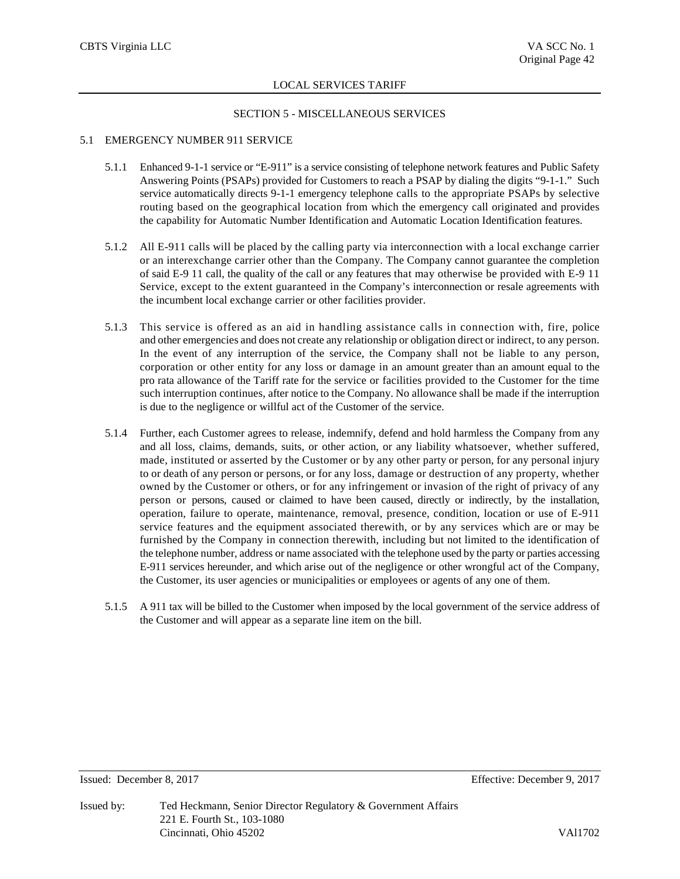SECTION 5 - MISCELLANEOUS SERVICES

## 5.1 EMERGENCY NUMBER 911 SERVICE

5.1.1 Enhanced 9-1-1 service or "E-911" is a service consisting of telephone network features and Public Safety Answering Points (PSAPs) provided for Customers to reach a PSAP by dialing the digits "9-1-1." Such service automatically directs 9-1-1 emergency telephone calls to the appropriate PSAPs by selective routing based on the geographical location from which the emergency call originated and provides the capability for Automatic Number Identification and Automatic Location Identification features.

5.1.2 All E-911 calls will be placed by the calling party via interconnection with a local exchange carrier or an interexchange carrier other than the Company. The Company cannot guarantee the completion of said E-9 11 call, the quality of the call or any features that may otherwise be provided with E-9 11 Service, except to the extent guaranteed in the Company's interconnection or resale agreements with the incumbent local exchange carrier or other facilities provider.

5.1.3 This service is offered as an aid in handling assistance calls in connection with, fire, police and other emergencies and does not create any relationship or obligation direct or indirect, to any person. In the event of any interruption of the service, the Company shall not be liable to any person, corporation or other entity for any loss or damage in an amount greater than an amount equal to the pro rata allowance of the Tariff rate for the service or facilities provided to the Customer for the time such interruption continues, after notice to the Company. No allowance shall be made if the interruption is due to the negligence or willful act of the Customer of the service.

5.1.4 Further, each Customer agrees to release, indemnify, defend and hold harmless the Company from any and all loss, claims, demands, suits, or other action, or any liability whatsoever, whether suffered, made, instituted or asserted by the Customer or by any other party or person, for any personal injury to or death of any person or persons, or for any loss, damage or destruction of any property, whether owned by the Customer or others, or for any infringement or invasion of the right of privacy of any person or persons, caused or claimed to have been caused, directly or indirectly, by the installation, operation, failure to operate, maintenance, removal, presence, condition, location or use of E-911 service features and the equipment associated therewith, or by any services which are or may be furnished by the Company in connection therewith, including but not limited to the identification of the telephone number, address or name associated with the telephone used by the party or parties accessing E-911 services hereunder, and which arise out of the negligence or other wrongful act of the Company, the Customer, its user agencies or municipalities or employees or agents of any one of them.

5.1.5 A 911 tax will be billed to the Customer when imposed by the local government of the service address of the Customer and will appear as a separate line item on the bill.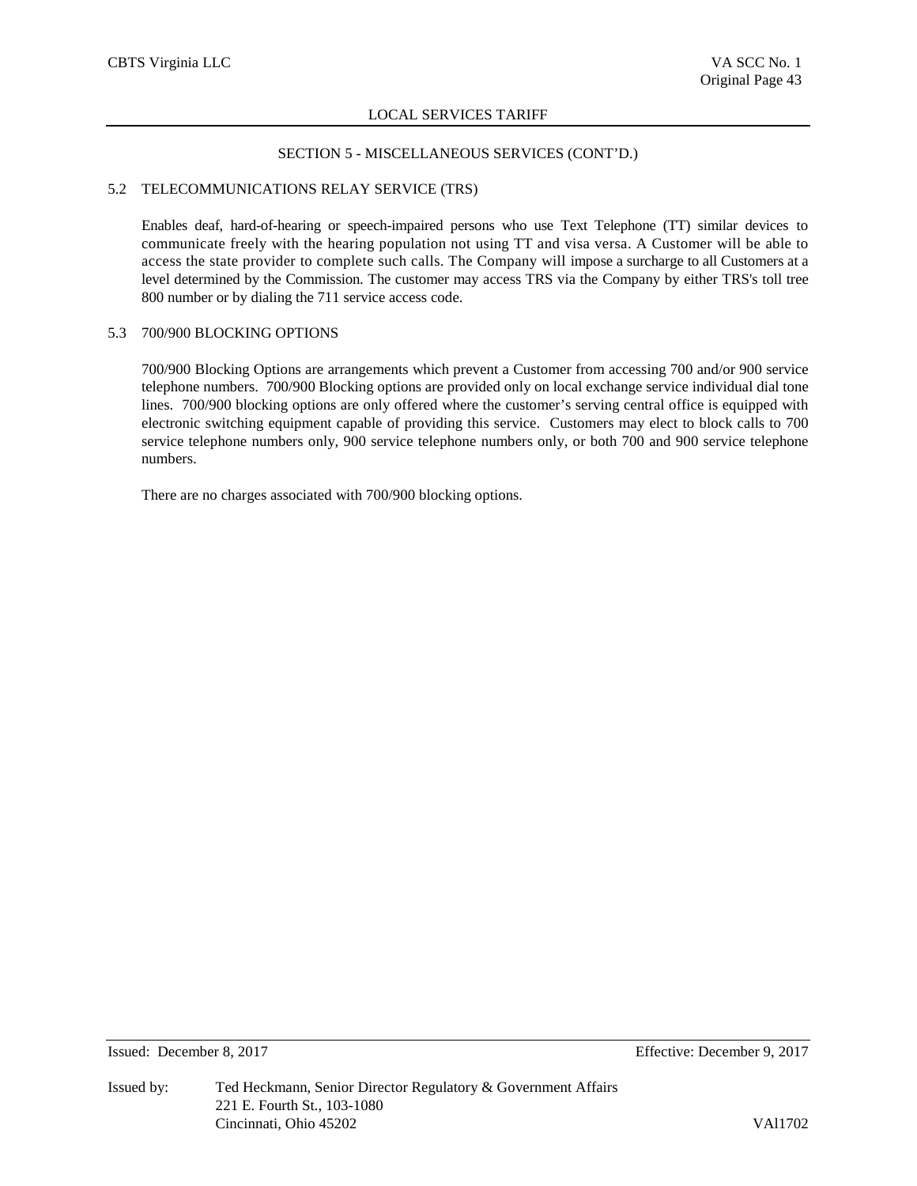LOCAL SERVICES TARIFF

SECTION 5 - MISCELLANEOUS SERVICES (CONT'D.)

## 5.2 TELECOMMUNICATIONS RELAY SERVICE (TRS)

Enables deaf, hard-of-hearing or speech-impaired persons who use Text Telephone (TT) similar devices to communicate freely with the hearing population not using TT and visa versa. A Customer will be able to access the state provider to complete such calls. The Company will impose a surcharge to all Customers at a level determined by the Commission. The customer may access TRS via the Company by either TRS's toll tree 800 number or by dialing the 711 service access code.

## 5.3 700/900 BLOCKING OPTIONS

700/900 Blocking Options are arrangements which prevent a Customer from accessing 700 and/or 900 service telephone numbers. 700/900 Blocking options are provided only on local exchange service individual dial tone lines. 700/900 blocking options are only offered where the customer's serving central office is equipped with electronic switching equipment capable of providing this service. Customers may elect to block calls to 700 service telephone numbers only, 900 service telephone numbers only, or both 700 and 900 service telephone numbers.

There are no charges associated with 700/900 blocking options.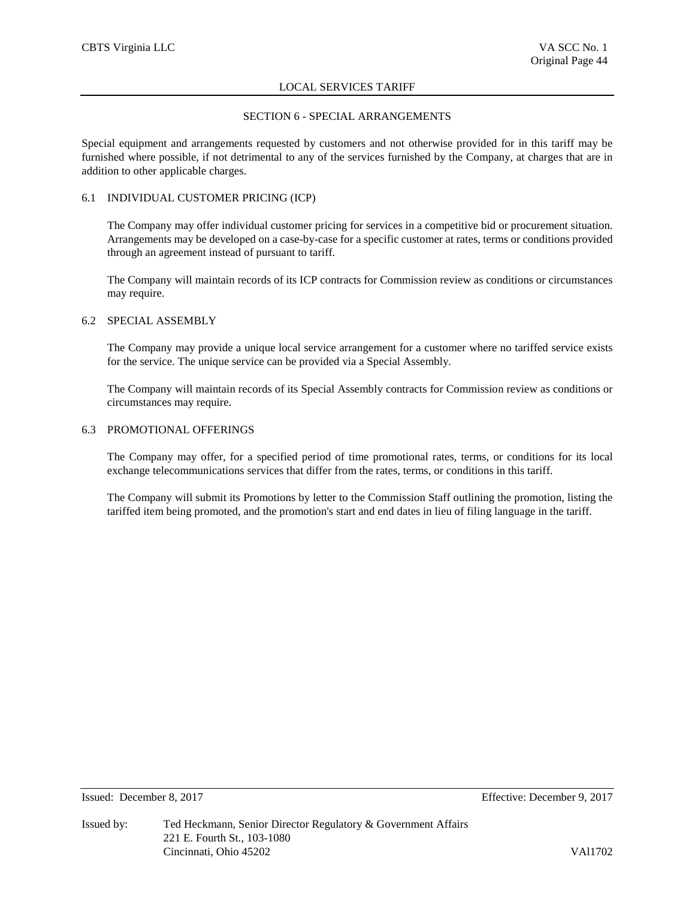## SECTION 6 - SPECIAL ARRANGEMENTS

Special equipment and arrangements requested by customers and not otherwise provided for in this tariff may be furnished where possible, if not detrimental to any of the services furnished by the Company, at charges that are in addition to other applicable charges.

### 6.1 INDIVIDUAL CUSTOMER PRICING (ICP)

The Company may offer individual customer pricing for services in a competitive bid or procurement situation. Arrangements may be developed on a case-by-case for a specific customer at rates, terms or conditions provided through an agreement instead of pursuant to tariff.

The Company will maintain records of its ICP contracts for Commission review as conditions or circumstances may require.

### 6.2 SPECIAL ASSEMBLY

The Company may provide a unique local service arrangement for a customer where no tariffed service exists for the service. The unique service can be provided via a Special Assembly.

The Company will maintain records of its Special Assembly contracts for Commission review as conditions or circumstances may require.

### 6.3 PROMOTIONAL OFFERINGS

The Company may offer, for a specified period of time promotional rates, terms, or conditions for its local exchange telecommunications services that differ from the rates, terms, or conditions in this tariff.

The Company will submit its Promotions by letter to the Commission Staff outlining the promotion, listing the tariffed item being promoted, and the promotion's start and end dates in lieu of filing language in the tariff.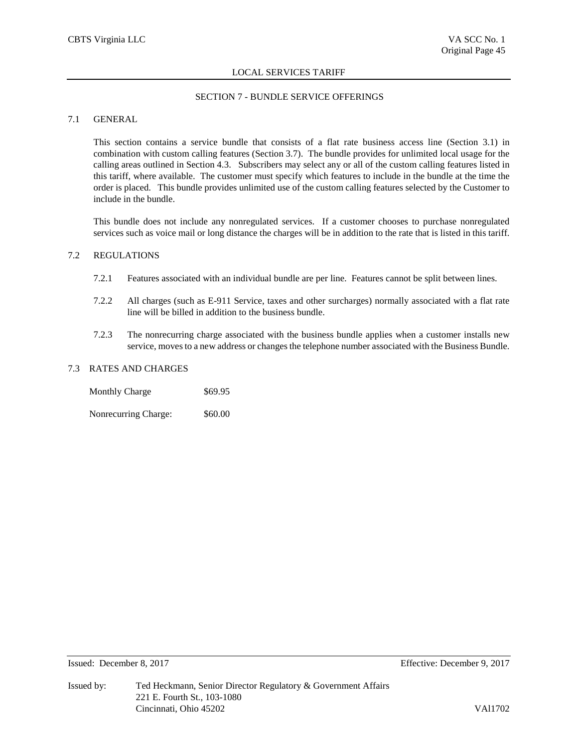# SECTION 7 - BUNDLE SERVICE OFFERINGS

## 7.1 GENERAL

This section contains a service bundle that consists of a flat rate business access line (Section 3.1) in combination with custom calling features (Section 3.7). The bundle provides for unlimited local usage for the calling areas outlined in Section 4.3. Subscribers may select any or all of the custom calling features listed in this tariff, where available. The customer must specify which features to include in the bundle at the time the order is placed. This bundle provides unlimited use of the custom calling features selected by the Customer to include in the bundle.

This bundle does not include any nonregulated services. If a customer chooses to purchase nonregulated services such as voice mail or long distance the charges will be in addition to the rate that is listed in this tariff.

## 7.2 REGULATIONS

7.2.1 Features associated with an individual bundle are per line. Features cannot be split between lines.

7.2.2 All charges (such as E-911 Service, taxes and other surcharges) normally associated with a flat rate line will be billed in addition to the business bundle.

7.2.3 The nonrecurring charge associated with the business bundle applies when a customer installs new service, moves to a new address or changes the telephone number associated with the Business Bundle.

## 7.3 RATES AND CHARGES

| | |
|---|---|
| Monthly Charge | \$69.95 |
| Nonrecurring Charge: | \$60.00 |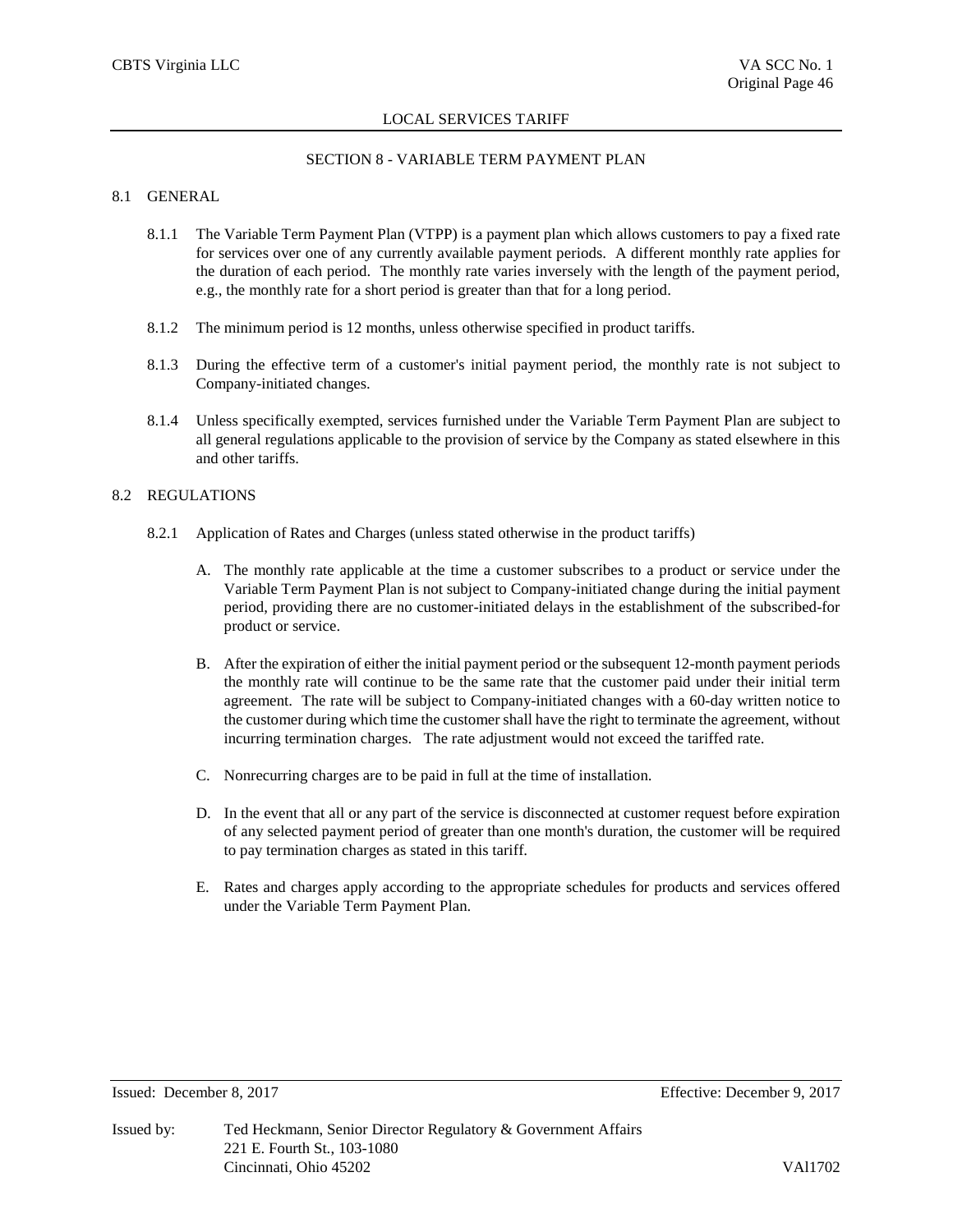# SECTION 8 - VARIABLE TERM PAYMENT PLAN

## 8.1 GENERAL

8.1.1 The Variable Term Payment Plan (VTPP) is a payment plan which allows customers to pay a fixed rate for services over one of any currently available payment periods. A different monthly rate applies for the duration of each period. The monthly rate varies inversely with the length of the payment period, e.g., the monthly rate for a short period is greater than that for a long period.

8.1.2 The minimum period is 12 months, unless otherwise specified in product tariffs.

8.1.3 During the effective term of a customer's initial payment period, the monthly rate is not subject to Company-initiated changes.

8.1.4 Unless specifically exempted, services furnished under the Variable Term Payment Plan are subject to all general regulations applicable to the provision of service by the Company as stated elsewhere in this and other tariffs.

## 8.2 REGULATIONS

8.2.1 Application of Rates and Charges (unless stated otherwise in the product tariffs)

A. The monthly rate applicable at the time a customer subscribes to a product or service under the Variable Term Payment Plan is not subject to Company-initiated change during the initial payment period, providing there are no customer-initiated delays in the establishment of the subscribed-for product or service.

B. After the expiration of either the initial payment period or the subsequent 12-month payment periods the monthly rate will continue to be the same rate that the customer paid under their initial term agreement. The rate will be subject to Company-initiated changes with a 60-day written notice to the customer during which time the customer shall have the right to terminate the agreement, without incurring termination charges. The rate adjustment would not exceed the tariffed rate.

C. Nonrecurring charges are to be paid in full at the time of installation.

D. In the event that all or any part of the service is disconnected at customer request before expiration of any selected payment period of greater than one month's duration, the customer will be required to pay termination charges as stated in this tariff.

E. Rates and charges apply according to the appropriate schedules for products and services offered under the Variable Term Payment Plan.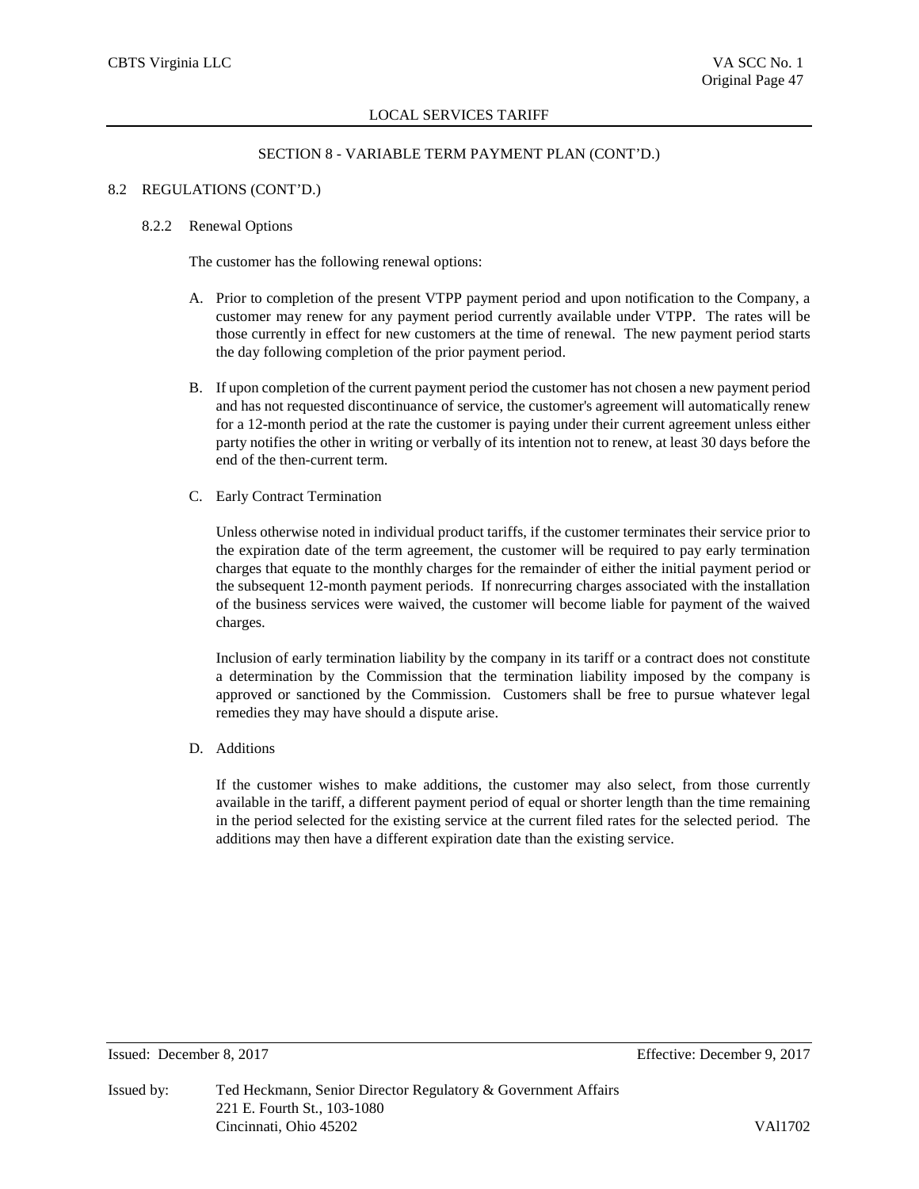## SECTION 8 - VARIABLE TERM PAYMENT PLAN (CONT'D.)

### 8.2 REGULATIONS (CONT'D.)

#### 8.2.2 Renewal Options

The customer has the following renewal options:

A. Prior to completion of the present VTPP payment period and upon notification to the Company, a customer may renew for any payment period currently available under VTPP. The rates will be those currently in effect for new customers at the time of renewal. The new payment period starts the day following completion of the prior payment period.

B. If upon completion of the current payment period the customer has not chosen a new payment period and has not requested discontinuance of service, the customer's agreement will automatically renew for a 12-month period at the rate the customer is paying under their current agreement unless either party notifies the other in writing or verbally of its intention not to renew, at least 30 days before the end of the then-current term.

C. Early Contract Termination

Unless otherwise noted in individual product tariffs, if the customer terminates their service prior to the expiration date of the term agreement, the customer will be required to pay early termination charges that equate to the monthly charges for the remainder of either the initial payment period or the subsequent 12-month payment periods. If nonrecurring charges associated with the installation of the business services were waived, the customer will become liable for payment of the waived charges.

Inclusion of early termination liability by the company in its tariff or a contract does not constitute a determination by the Commission that the termination liability imposed by the company is approved or sanctioned by the Commission. Customers shall be free to pursue whatever legal remedies they may have should a dispute arise.

D. Additions

If the customer wishes to make additions, the customer may also select, from those currently available in the tariff, a different payment period of equal or shorter length than the time remaining in the period selected for the existing service at the current filed rates for the selected period. The additions may then have a different expiration date than the existing service.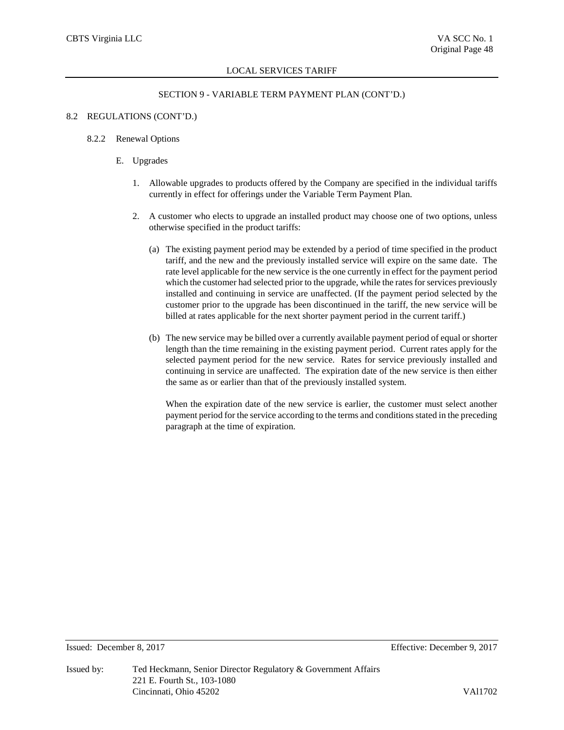## SECTION 9 - VARIABLE TERM PAYMENT PLAN (CONT'D.)

### 8.2 REGULATIONS (CONT'D.)

#### 8.2.2 Renewal Options

E. Upgrades

1. Allowable upgrades to products offered by the Company are specified in the individual tariffs currently in effect for offerings under the Variable Term Payment Plan.

2. A customer who elects to upgrade an installed product may choose one of two options, unless otherwise specified in the product tariffs:

   (a) The existing payment period may be extended by a period of time specified in the product tariff, and the new and the previously installed service will expire on the same date. The rate level applicable for the new service is the one currently in effect for the payment period which the customer had selected prior to the upgrade, while the rates for services previously installed and continuing in service are unaffected. (If the payment period selected by the customer prior to the upgrade has been discontinued in the tariff, the new service will be billed at rates applicable for the next shorter payment period in the current tariff.)

   (b) The new service may be billed over a currently available payment period of equal or shorter length than the time remaining in the existing payment period. Current rates apply for the selected payment period for the new service. Rates for service previously installed and continuing in service are unaffected. The expiration date of the new service is then either the same as or earlier than that of the previously installed system.

   When the expiration date of the new service is earlier, the customer must select another payment period for the service according to the terms and conditions stated in the preceding paragraph at the time of expiration.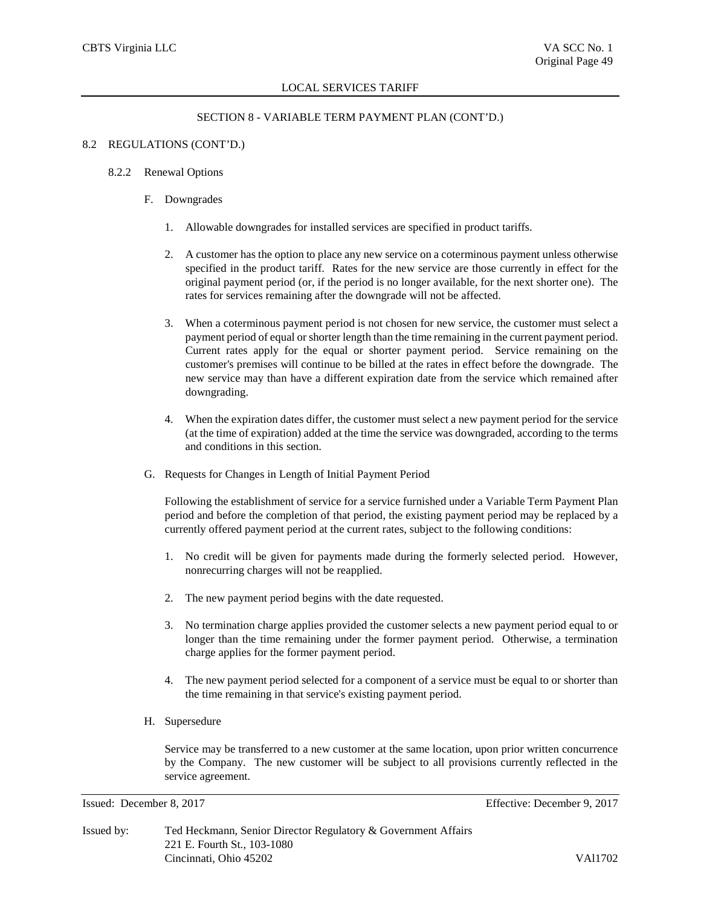LOCAL SERVICES TARIFF

SECTION 8 - VARIABLE TERM PAYMENT PLAN (CONT'D.)

8.2 REGULATIONS (CONT'D.)

8.2.2 Renewal Options

F. Downgrades

1. Allowable downgrades for installed services are specified in product tariffs.

2. A customer has the option to place any new service on a coterminous payment unless otherwise specified in the product tariff. Rates for the new service are those currently in effect for the original payment period (or, if the period is no longer available, for the next shorter one). The rates for services remaining after the downgrade will not be affected.

3. When a coterminous payment period is not chosen for new service, the customer must select a payment period of equal or shorter length than the time remaining in the current payment period. Current rates apply for the equal or shorter payment period. Service remaining on the customer's premises will continue to be billed at the rates in effect before the downgrade. The new service may than have a different expiration date from the service which remained after downgrading.

4. When the expiration dates differ, the customer must select a new payment period for the service (at the time of expiration) added at the time the service was downgraded, according to the terms and conditions in this section.

G. Requests for Changes in Length of Initial Payment Period

Following the establishment of service for a service furnished under a Variable Term Payment Plan period and before the completion of that period, the existing payment period may be replaced by a currently offered payment period at the current rates, subject to the following conditions:

1. No credit will be given for payments made during the formerly selected period. However, nonrecurring charges will not be reapplied.

2. The new payment period begins with the date requested.

3. No termination charge applies provided the customer selects a new payment period equal to or longer than the time remaining under the former payment period. Otherwise, a termination charge applies for the former payment period.

4. The new payment period selected for a component of a service must be equal to or shorter than the time remaining in that service's existing payment period.

H. Supersedure

Service may be transferred to a new customer at the same location, upon prior written concurrence by the Company. The new customer will be subject to all provisions currently reflected in the service agreement.

Issued: December 8, 2017 Effective: December 9, 2017

Issued by: Ted Heckmann, Senior Director Regulatory & Government Affairs
221 E. Fourth St., 103-1080
Cincinnati, Ohio 45202 VAl1702